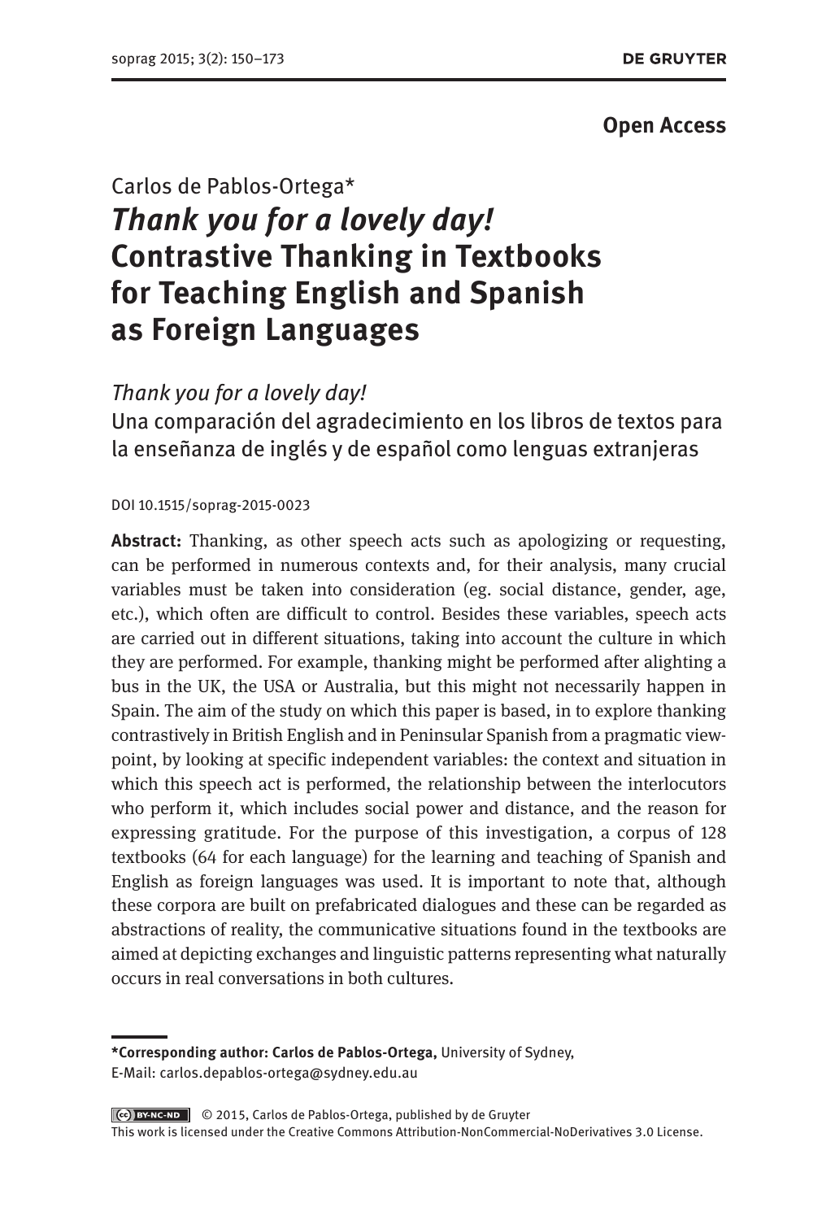**Open Access**

Carlos de Pablos-Ortega*

# *Thank you for a lovely day!* Contrastive Thanking in Textbooks for Teaching English and Spanish as Foreign Languages

*Thank you for a lovely day!*
Una comparación del agradecimiento en los libros de textos para la enseñanza de inglés y de español como lenguas extranjeras

DOI 10.1515/soprag-2015-0023

**Abstract:** Thanking, as other speech acts such as apologizing or requesting, can be performed in numerous contexts and, for their analysis, many crucial variables must be taken into consideration (eg. social distance, gender, age, etc.), which often are difficult to control. Besides these variables, speech acts are carried out in different situations, taking into account the culture in which they are performed. For example, thanking might be performed after alighting a bus in the UK, the USA or Australia, but this might not necessarily happen in Spain. The aim of the study on which this paper is based, in to explore thanking contrastively in British English and in Peninsular Spanish from a pragmatic viewpoint, by looking at specific independent variables: the context and situation in which this speech act is performed, the relationship between the interlocutors who perform it, which includes social power and distance, and the reason for expressing gratitude. For the purpose of this investigation, a corpus of 128 textbooks (64 for each language) for the learning and teaching of Spanish and English as foreign languages was used. It is important to note that, although these corpora are built on prefabricated dialogues and these can be regarded as abstractions of reality, the communicative situations found in the textbooks are aimed at depicting exchanges and linguistic patterns representing what naturally occurs in real conversations in both cultures.

---

***Corresponding author: Carlos de Pablos-Ortega,** University of Sydney,
E-Mail: carlos.depablos-ortega@sydney.edu.au

© 2015, Carlos de Pablos-Ortega, published by de Gruyter
This work is licensed under the Creative Commons Attribution-NonCommercial-NoDerivatives 3.0 License.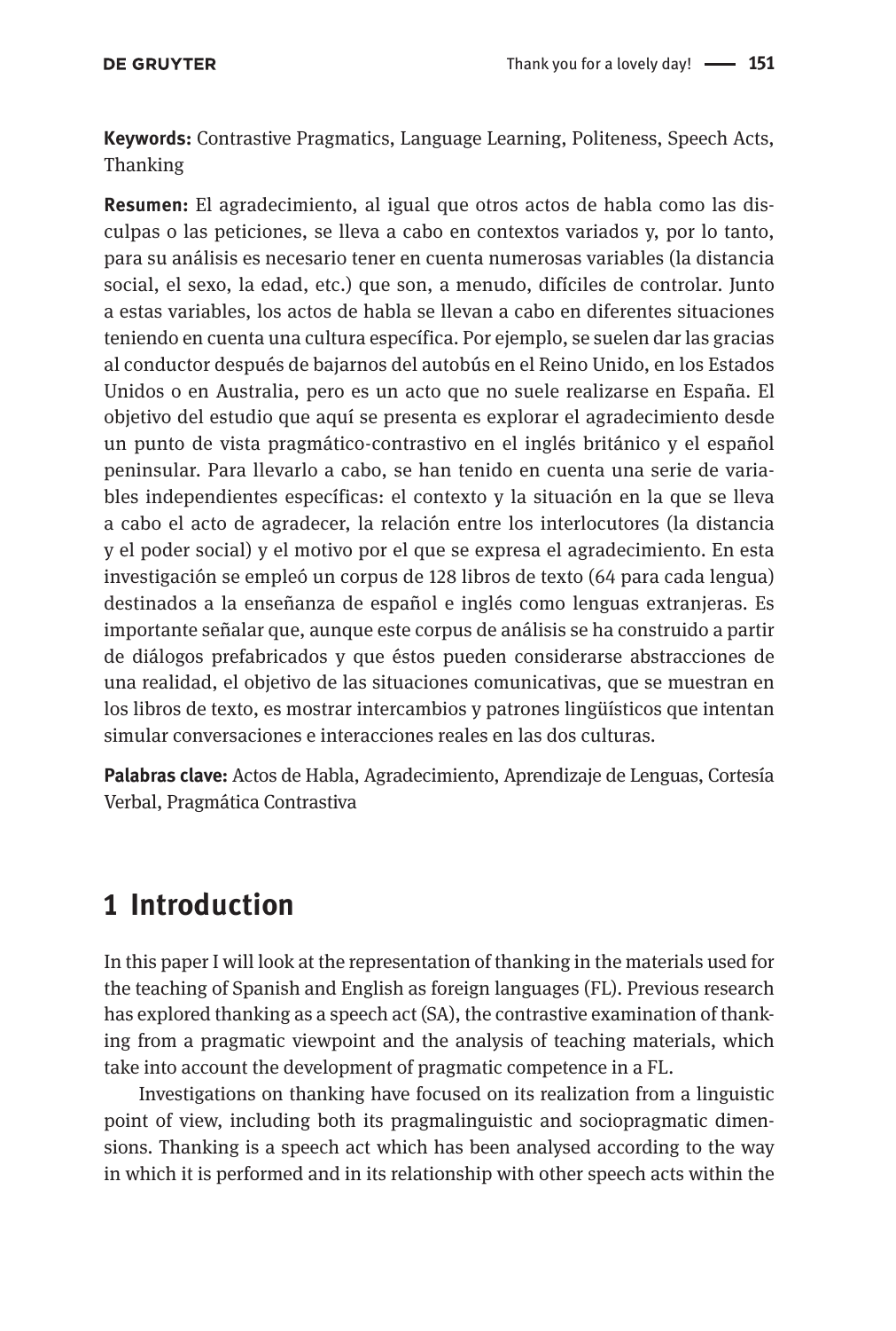**Keywords:** Contrastive Pragmatics, Language Learning, Politeness, Speech Acts, Thanking

**Resumen:** El agradecimiento, al igual que otros actos de habla como las disculpas o las peticiones, se lleva a cabo en contextos variados y, por lo tanto, para su análisis es necesario tener en cuenta numerosas variables (la distancia social, el sexo, la edad, etc.) que son, a menudo, difíciles de controlar. Junto a estas variables, los actos de habla se llevan a cabo en diferentes situaciones teniendo en cuenta una cultura específica. Por ejemplo, se suelen dar las gracias al conductor después de bajarnos del autobús en el Reino Unido, en los Estados Unidos o en Australia, pero es un acto que no suele realizarse en España. El objetivo del estudio que aquí se presenta es explorar el agradecimiento desde un punto de vista pragmático-contrastivo en el inglés británico y el español peninsular. Para llevarlo a cabo, se han tenido en cuenta una serie de variables independientes específicas: el contexto y la situación en la que se lleva a cabo el acto de agradecer, la relación entre los interlocutores (la distancia y el poder social) y el motivo por el que se expresa el agradecimiento. En esta investigación se empleó un corpus de 128 libros de texto (64 para cada lengua) destinados a la enseñanza de español e inglés como lenguas extranjeras. Es importante señalar que, aunque este corpus de análisis se ha construido a partir de diálogos prefabricados y que éstos pueden considerarse abstracciones de una realidad, el objetivo de las situaciones comunicativas, que se muestran en los libros de texto, es mostrar intercambios y patrones lingüísticos que intentan simular conversaciones e interacciones reales en las dos culturas.

**Palabras clave:** Actos de Habla, Agradecimiento, Aprendizaje de Lenguas, Cortesía Verbal, Pragmática Contrastiva

# 1 Introduction

In this paper I will look at the representation of thanking in the materials used for the teaching of Spanish and English as foreign languages (FL). Previous research has explored thanking as a speech act (SA), the contrastive examination of thanking from a pragmatic viewpoint and the analysis of teaching materials, which take into account the development of pragmatic competence in a FL.

Investigations on thanking have focused on its realization from a linguistic point of view, including both its pragmalinguistic and sociopragmatic dimensions. Thanking is a speech act which has been analysed according to the way in which it is performed and in its relationship with other speech acts within the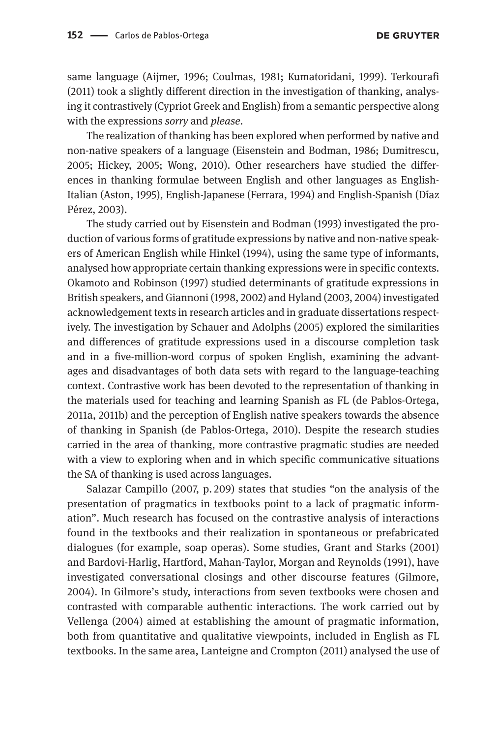same language (Aijmer, 1996; Coulmas, 1981; Kumatoridani, 1999). Terkourafi (2011) took a slightly different direction in the investigation of thanking, analysing it contrastively (Cypriot Greek and English) from a semantic perspective along with the expressions *sorry* and *please*.

The realization of thanking has been explored when performed by native and non-native speakers of a language (Eisenstein and Bodman, 1986; Dumitrescu, 2005; Hickey, 2005; Wong, 2010). Other researchers have studied the differences in thanking formulae between English and other languages as English-Italian (Aston, 1995), English-Japanese (Ferrara, 1994) and English-Spanish (Díaz Pérez, 2003).

The study carried out by Eisenstein and Bodman (1993) investigated the production of various forms of gratitude expressions by native and non-native speakers of American English while Hinkel (1994), using the same type of informants, analysed how appropriate certain thanking expressions were in specific contexts. Okamoto and Robinson (1997) studied determinants of gratitude expressions in British speakers, and Giannoni (1998, 2002) and Hyland (2003, 2004) investigated acknowledgement texts in research articles and in graduate dissertations respectively. The investigation by Schauer and Adolphs (2005) explored the similarities and differences of gratitude expressions used in a discourse completion task and in a five-million-word corpus of spoken English, examining the advantages and disadvantages of both data sets with regard to the language-teaching context. Contrastive work has been devoted to the representation of thanking in the materials used for teaching and learning Spanish as FL (de Pablos-Ortega, 2011a, 2011b) and the perception of English native speakers towards the absence of thanking in Spanish (de Pablos-Ortega, 2010). Despite the research studies carried in the area of thanking, more contrastive pragmatic studies are needed with a view to exploring when and in which specific communicative situations the SA of thanking is used across languages.

Salazar Campillo (2007, p. 209) states that studies "on the analysis of the presentation of pragmatics in textbooks point to a lack of pragmatic information". Much research has focused on the contrastive analysis of interactions found in the textbooks and their realization in spontaneous or prefabricated dialogues (for example, soap operas). Some studies, Grant and Starks (2001) and Bardovi-Harlig, Hartford, Mahan-Taylor, Morgan and Reynolds (1991), have investigated conversational closings and other discourse features (Gilmore, 2004). In Gilmore's study, interactions from seven textbooks were chosen and contrasted with comparable authentic interactions. The work carried out by Vellenga (2004) aimed at establishing the amount of pragmatic information, both from quantitative and qualitative viewpoints, included in English as FL textbooks. In the same area, Lanteigne and Crompton (2011) analysed the use of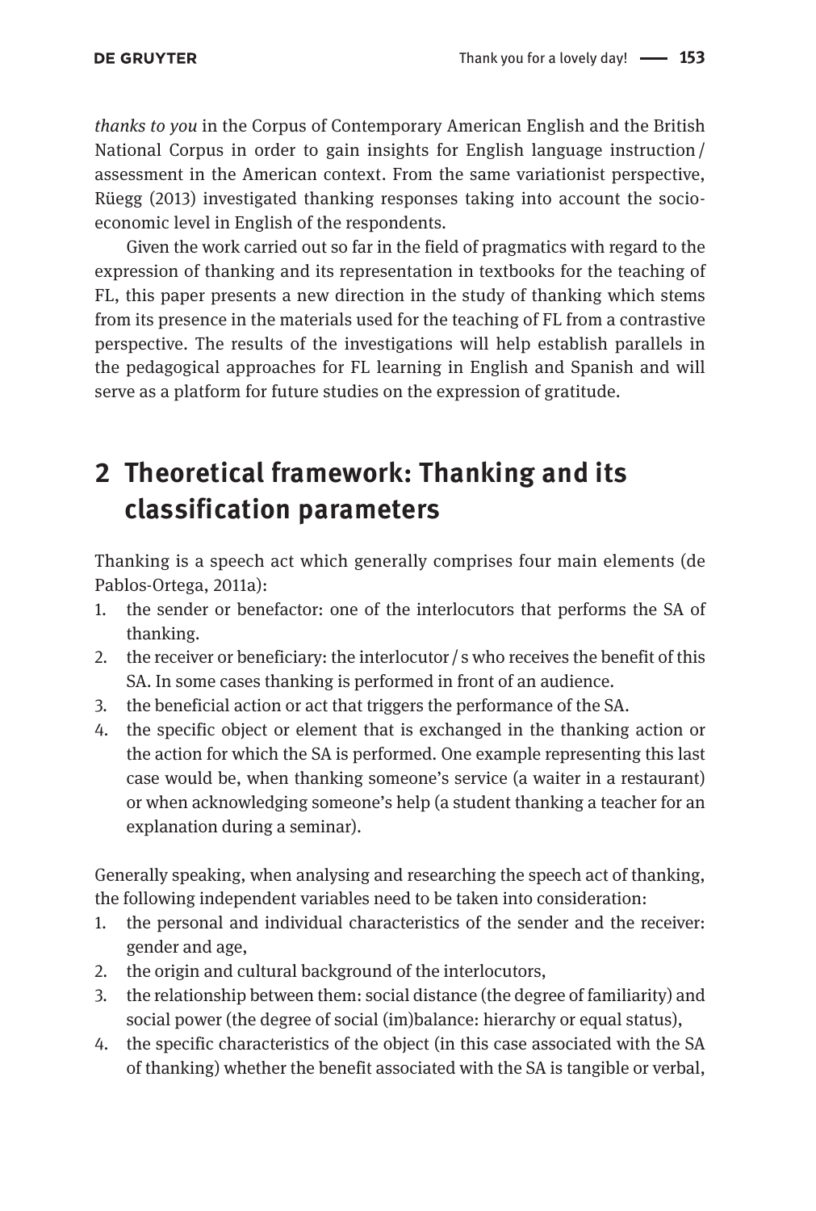*thanks to you* in the Corpus of Contemporary American English and the British National Corpus in order to gain insights for English language instruction / assessment in the American context. From the same variationist perspective, Rüegg (2013) investigated thanking responses taking into account the socio-economic level in English of the respondents.

Given the work carried out so far in the field of pragmatics with regard to the expression of thanking and its representation in textbooks for the teaching of FL, this paper presents a new direction in the study of thanking which stems from its presence in the materials used for the teaching of FL from a contrastive perspective. The results of the investigations will help establish parallels in the pedagogical approaches for FL learning in English and Spanish and will serve as a platform for future studies on the expression of gratitude.

## 2 Theoretical framework: Thanking and its classification parameters

Thanking is a speech act which generally comprises four main elements (de Pablos-Ortega, 2011a):

1. the sender or benefactor: one of the interlocutors that performs the SA of thanking.
2. the receiver or beneficiary: the interlocutor / s who receives the benefit of this SA. In some cases thanking is performed in front of an audience.
3. the beneficial action or act that triggers the performance of the SA.
4. the specific object or element that is exchanged in the thanking action or the action for which the SA is performed. One example representing this last case would be, when thanking someone's service (a waiter in a restaurant) or when acknowledging someone's help (a student thanking a teacher for an explanation during a seminar).

Generally speaking, when analysing and researching the speech act of thanking, the following independent variables need to be taken into consideration:

1. the personal and individual characteristics of the sender and the receiver: gender and age,
2. the origin and cultural background of the interlocutors,
3. the relationship between them: social distance (the degree of familiarity) and social power (the degree of social (im)balance: hierarchy or equal status),
4. the specific characteristics of the object (in this case associated with the SA of thanking) whether the benefit associated with the SA is tangible or verbal,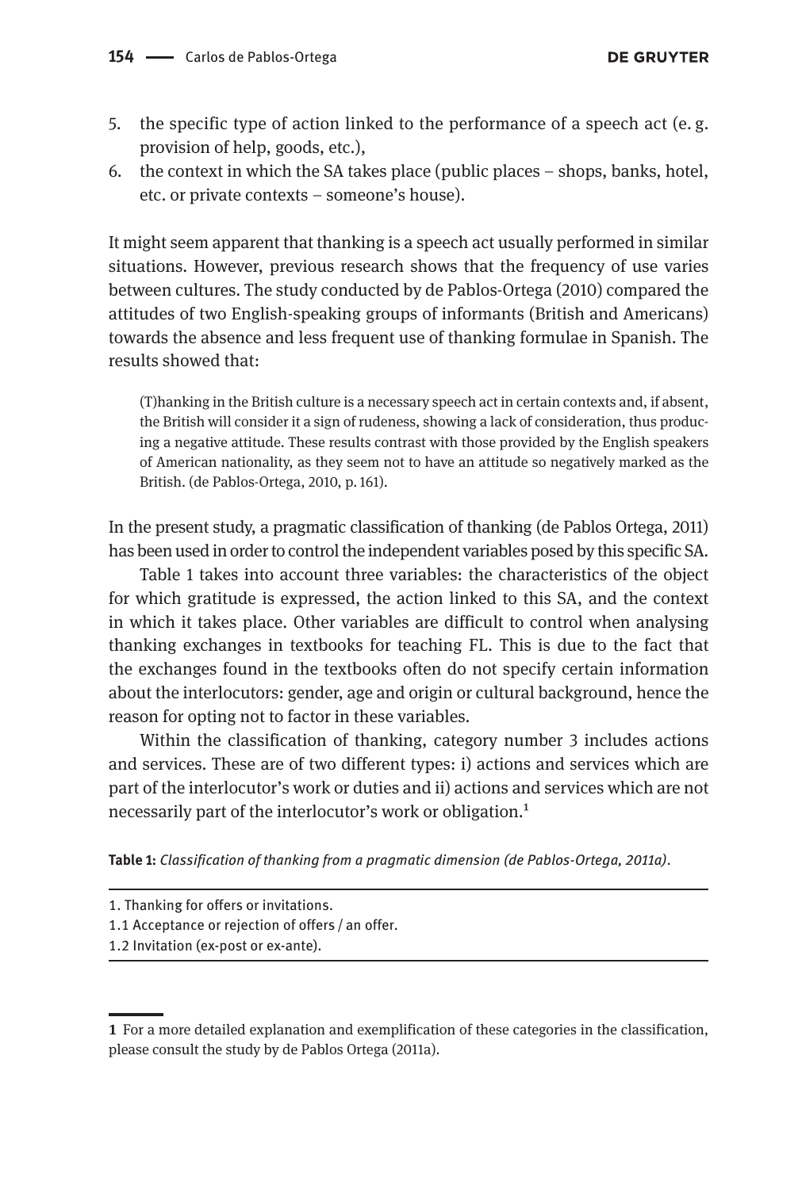5. the specific type of action linked to the performance of a speech act (e. g. provision of help, goods, etc.),
6. the context in which the SA takes place (public places – shops, banks, hotel, etc. or private contexts – someone's house).

It might seem apparent that thanking is a speech act usually performed in similar situations. However, previous research shows that the frequency of use varies between cultures. The study conducted by de Pablos-Ortega (2010) compared the attitudes of two English-speaking groups of informants (British and Americans) towards the absence and less frequent use of thanking formulae in Spanish. The results showed that:

> (T)hanking in the British culture is a necessary speech act in certain contexts and, if absent, the British will consider it a sign of rudeness, showing a lack of consideration, thus producing a negative attitude. These results contrast with those provided by the English speakers of American nationality, as they seem not to have an attitude so negatively marked as the British. (de Pablos-Ortega, 2010, p. 161).

In the present study, a pragmatic classification of thanking (de Pablos Ortega, 2011) has been used in order to control the independent variables posed by this specific SA.

Table 1 takes into account three variables: the characteristics of the object for which gratitude is expressed, the action linked to this SA, and the context in which it takes place. Other variables are difficult to control when analysing thanking exchanges in textbooks for teaching FL. This is due to the fact that the exchanges found in the textbooks often do not specify certain information about the interlocutors: gender, age and origin or cultural background, hence the reason for opting not to factor in these variables.

Within the classification of thanking, category number 3 includes actions and services. These are of two different types: i) actions and services which are part of the interlocutor's work or duties and ii) actions and services which are not necessarily part of the interlocutor's work or obligation.[1]

**Table 1:** *Classification of thanking from a pragmatic dimension (de Pablos-Ortega, 2011a).*

| |
|---|
| 1. Thanking for offers or invitations. |
| 1.1 Acceptance or rejection of offers / an offer. |
| 1.2 Invitation (ex-post or ex-ante). |

[1] For a more detailed explanation and exemplification of these categories in the classification, please consult the study by de Pablos Ortega (2011a).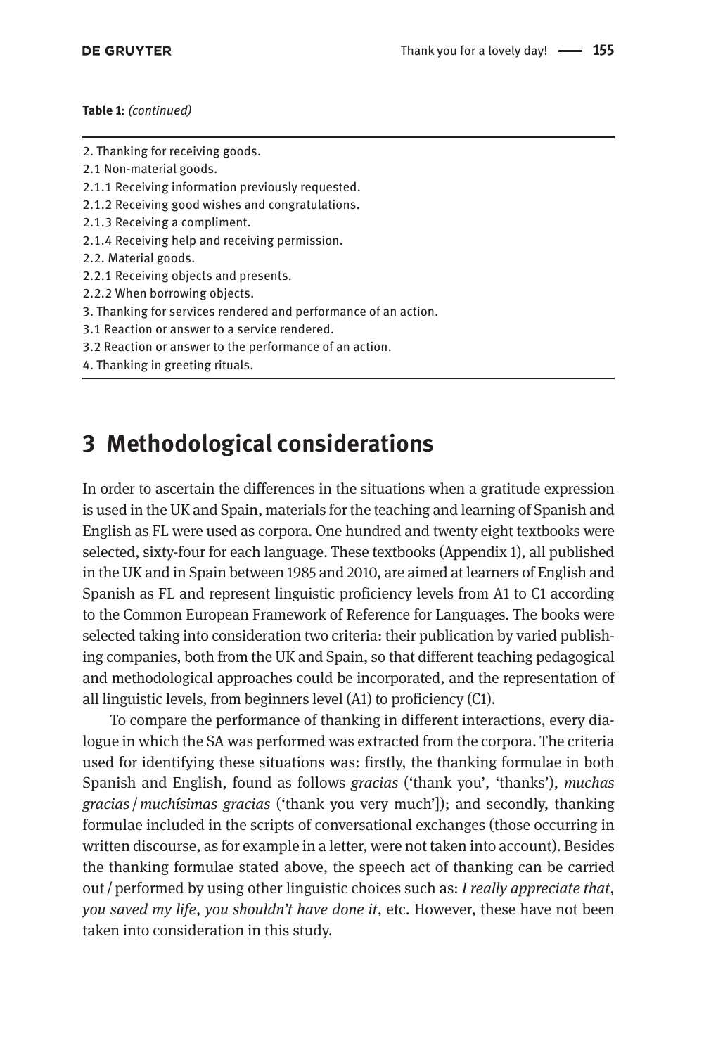**Table 1:** *(continued)*

| |
|---|
| 2. Thanking for receiving goods. |
| 2.1 Non-material goods. |
| 2.1.1 Receiving information previously requested. |
| 2.1.2 Receiving good wishes and congratulations. |
| 2.1.3 Receiving a compliment. |
| 2.1.4 Receiving help and receiving permission. |
| 2.2. Material goods. |
| 2.2.1 Receiving objects and presents. |
| 2.2.2 When borrowing objects. |
| 3. Thanking for services rendered and performance of an action. |
| 3.1 Reaction or answer to a service rendered. |
| 3.2 Reaction or answer to the performance of an action. |
| 4. Thanking in greeting rituals. |

## 3 Methodological considerations

In order to ascertain the differences in the situations when a gratitude expression is used in the UK and Spain, materials for the teaching and learning of Spanish and English as FL were used as corpora. One hundred and twenty eight textbooks were selected, sixty-four for each language. These textbooks (Appendix 1), all published in the UK and in Spain between 1985 and 2010, are aimed at learners of English and Spanish as FL and represent linguistic proficiency levels from A1 to C1 according to the Common European Framework of Reference for Languages. The books were selected taking into consideration two criteria: their publication by varied publishing companies, both from the UK and Spain, so that different teaching pedagogical and methodological approaches could be incorporated, and the representation of all linguistic levels, from beginners level (A1) to proficiency (C1).

To compare the performance of thanking in different interactions, every dialogue in which the SA was performed was extracted from the corpora. The criteria used for identifying these situations was: firstly, the thanking formulae in both Spanish and English, found as follows *gracias* ('thank you', 'thanks'), *muchas gracias* / *muchísimas gracias* ('thank you very much']); and secondly, thanking formulae included in the scripts of conversational exchanges (those occurring in written discourse, as for example in a letter, were not taken into account). Besides the thanking formulae stated above, the speech act of thanking can be carried out / performed by using other linguistic choices such as: *I really appreciate that*, *you saved my life*, *you shouldn't have done it*, etc. However, these have not been taken into consideration in this study.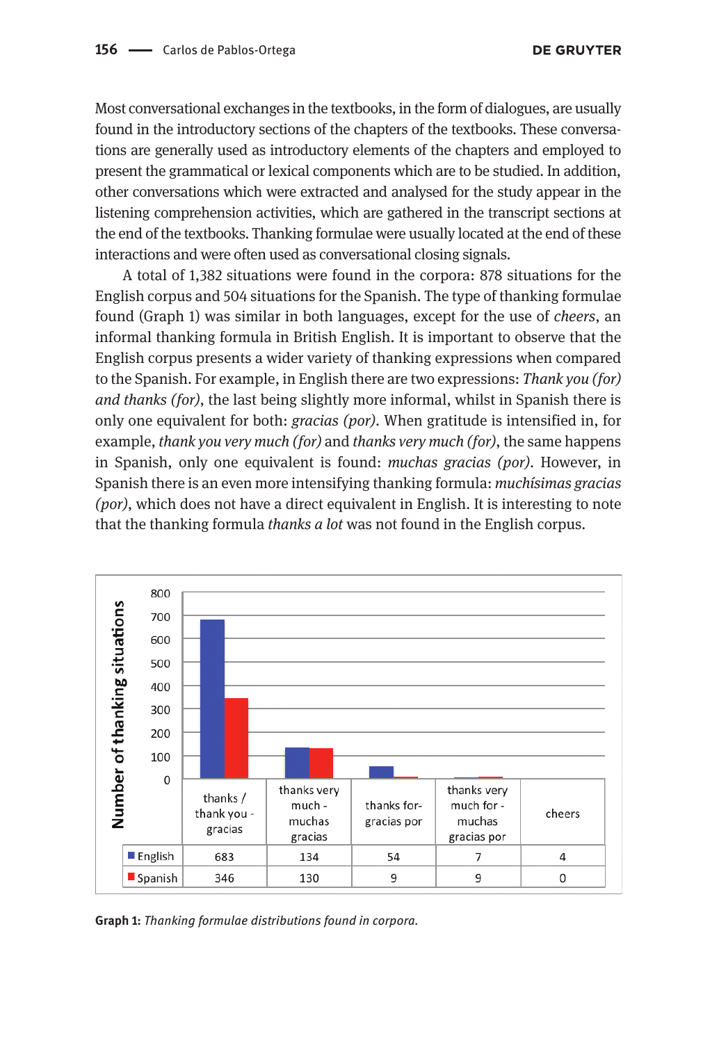Most conversational exchanges in the textbooks, in the form of dialogues, are usually found in the introductory sections of the chapters of the textbooks. These conversations are generally used as introductory elements of the chapters and employed to present the grammatical or lexical components which are to be studied. In addition, other conversations which were extracted and analysed for the study appear in the listening comprehension activities, which are gathered in the transcript sections at the end of the textbooks. Thanking formulae were usually located at the end of these interactions and were often used as conversational closing signals.

A total of 1,382 situations were found in the corpora: 878 situations for the English corpus and 504 situations for the Spanish. The type of thanking formulae found (Graph 1) was similar in both languages, except for the use of *cheers*, an informal thanking formula in British English. It is important to observe that the English corpus presents a wider variety of thanking expressions when compared to the Spanish. For example, in English there are two expressions: *Thank you (for) and thanks (for)*, the last being slightly more informal, whilst in Spanish there is only one equivalent for both: *gracias (por)*. When gratitude is intensified in, for example, *thank you very much (for)* and *thanks very much (for)*, the same happens in Spanish, only one equivalent is found: *muchas gracias (por)*. However, in Spanish there is an even more intensifying thanking formula: *muchísimas gracias (por)*, which does not have a direct equivalent in English. It is interesting to note that the thanking formula *thanks a lot* was not found in the English corpus.

| Number of thanking situations | thanks / thank you - gracias | thanks very much - muchas gracias | thanks for- gracias por | thanks very much for - muchas gracias por | cheers |
|---|---|---|---|---|---|
| English | 683 | 134 | 54 | 7 | 4 |
| Spanish | 346 | 130 | 9 | 9 | 0 |

**Graph 1:** *Thanking formulae distributions found in corpora.*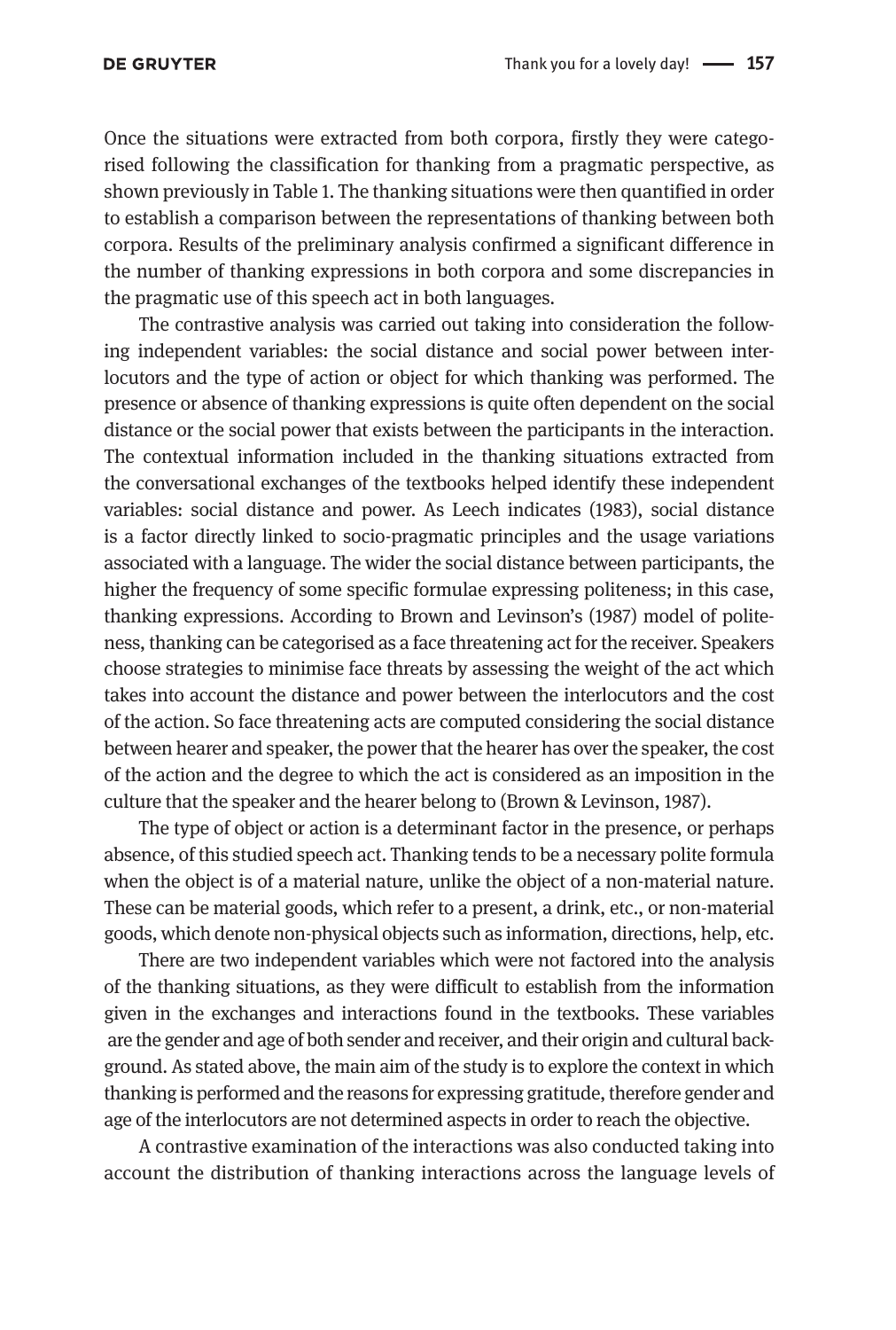Once the situations were extracted from both corpora, firstly they were categorised following the classification for thanking from a pragmatic perspective, as shown previously in Table 1. The thanking situations were then quantified in order to establish a comparison between the representations of thanking between both corpora. Results of the preliminary analysis confirmed a significant difference in the number of thanking expressions in both corpora and some discrepancies in the pragmatic use of this speech act in both languages.

The contrastive analysis was carried out taking into consideration the following independent variables: the social distance and social power between interlocutors and the type of action or object for which thanking was performed. The presence or absence of thanking expressions is quite often dependent on the social distance or the social power that exists between the participants in the interaction. The contextual information included in the thanking situations extracted from the conversational exchanges of the textbooks helped identify these independent variables: social distance and power. As Leech indicates (1983), social distance is a factor directly linked to socio-pragmatic principles and the usage variations associated with a language. The wider the social distance between participants, the higher the frequency of some specific formulae expressing politeness; in this case, thanking expressions. According to Brown and Levinson's (1987) model of politeness, thanking can be categorised as a face threatening act for the receiver. Speakers choose strategies to minimise face threats by assessing the weight of the act which takes into account the distance and power between the interlocutors and the cost of the action. So face threatening acts are computed considering the social distance between hearer and speaker, the power that the hearer has over the speaker, the cost of the action and the degree to which the act is considered as an imposition in the culture that the speaker and the hearer belong to (Brown & Levinson, 1987).

The type of object or action is a determinant factor in the presence, or perhaps absence, of this studied speech act. Thanking tends to be a necessary polite formula when the object is of a material nature, unlike the object of a non-material nature. These can be material goods, which refer to a present, a drink, etc., or non-material goods, which denote non-physical objects such as information, directions, help, etc.

There are two independent variables which were not factored into the analysis of the thanking situations, as they were difficult to establish from the information given in the exchanges and interactions found in the textbooks. These variables are the gender and age of both sender and receiver, and their origin and cultural background. As stated above, the main aim of the study is to explore the context in which thanking is performed and the reasons for expressing gratitude, therefore gender and age of the interlocutors are not determined aspects in order to reach the objective.

A contrastive examination of the interactions was also conducted taking into account the distribution of thanking interactions across the language levels of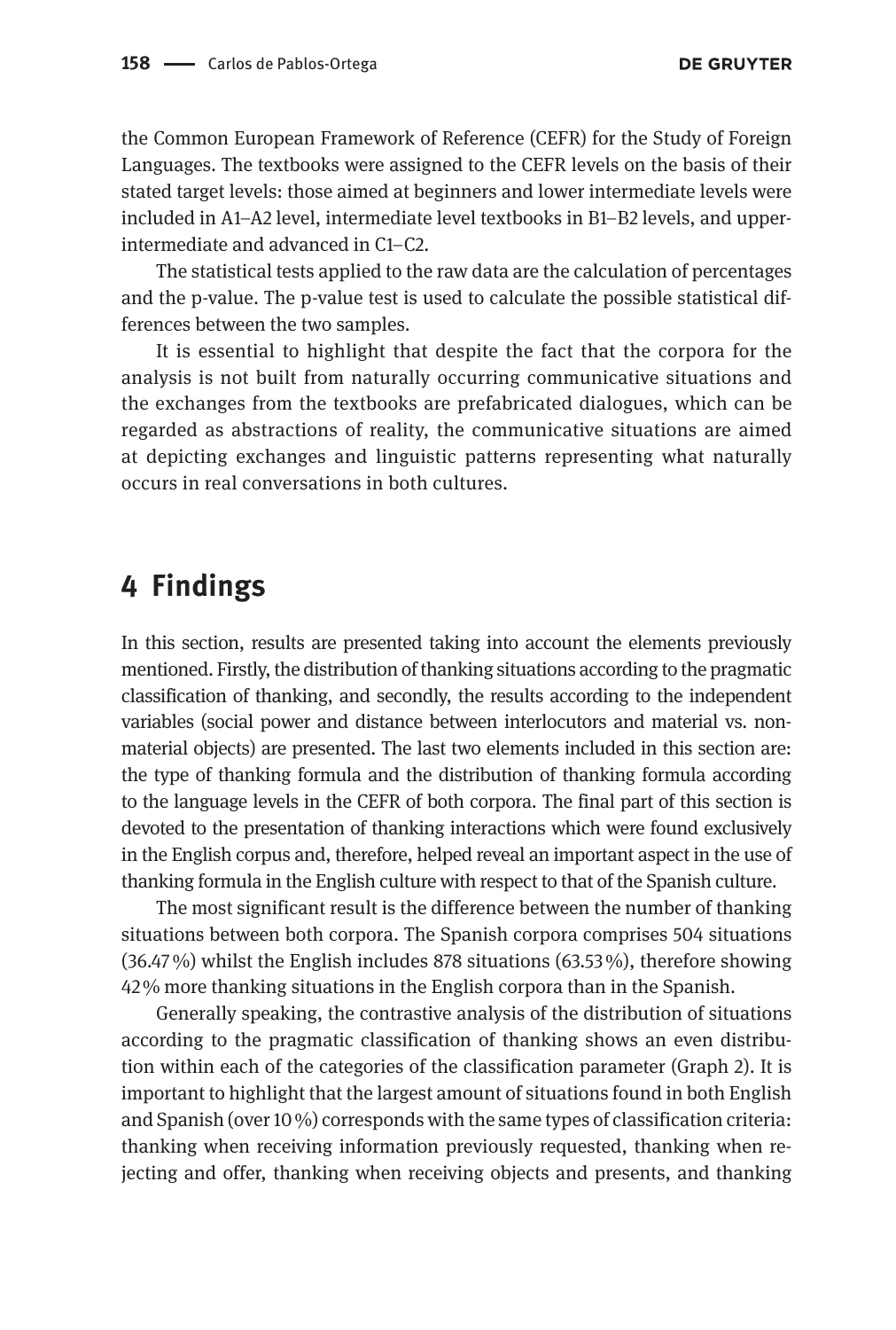the Common European Framework of Reference (CEFR) for the Study of Foreign Languages. The textbooks were assigned to the CEFR levels on the basis of their stated target levels: those aimed at beginners and lower intermediate levels were included in A1–A2 level, intermediate level textbooks in B1–B2 levels, and upper-intermediate and advanced in C1–C2.

The statistical tests applied to the raw data are the calculation of percentages and the p-value. The p-value test is used to calculate the possible statistical differences between the two samples.

It is essential to highlight that despite the fact that the corpora for the analysis is not built from naturally occurring communicative situations and the exchanges from the textbooks are prefabricated dialogues, which can be regarded as abstractions of reality, the communicative situations are aimed at depicting exchanges and linguistic patterns representing what naturally occurs in real conversations in both cultures.

## 4 Findings

In this section, results are presented taking into account the elements previously mentioned. Firstly, the distribution of thanking situations according to the pragmatic classification of thanking, and secondly, the results according to the independent variables (social power and distance between interlocutors and material vs. non-material objects) are presented. The last two elements included in this section are: the type of thanking formula and the distribution of thanking formula according to the language levels in the CEFR of both corpora. The final part of this section is devoted to the presentation of thanking interactions which were found exclusively in the English corpus and, therefore, helped reveal an important aspect in the use of thanking formula in the English culture with respect to that of the Spanish culture.

The most significant result is the difference between the number of thanking situations between both corpora. The Spanish corpora comprises 504 situations (36.47 %) whilst the English includes 878 situations (63.53 %), therefore showing 42 % more thanking situations in the English corpora than in the Spanish.

Generally speaking, the contrastive analysis of the distribution of situations according to the pragmatic classification of thanking shows an even distribution within each of the categories of the classification parameter (Graph 2). It is important to highlight that the largest amount of situations found in both English and Spanish (over 10 %) corresponds with the same types of classification criteria: thanking when receiving information previously requested, thanking when rejecting and offer, thanking when receiving objects and presents, and thanking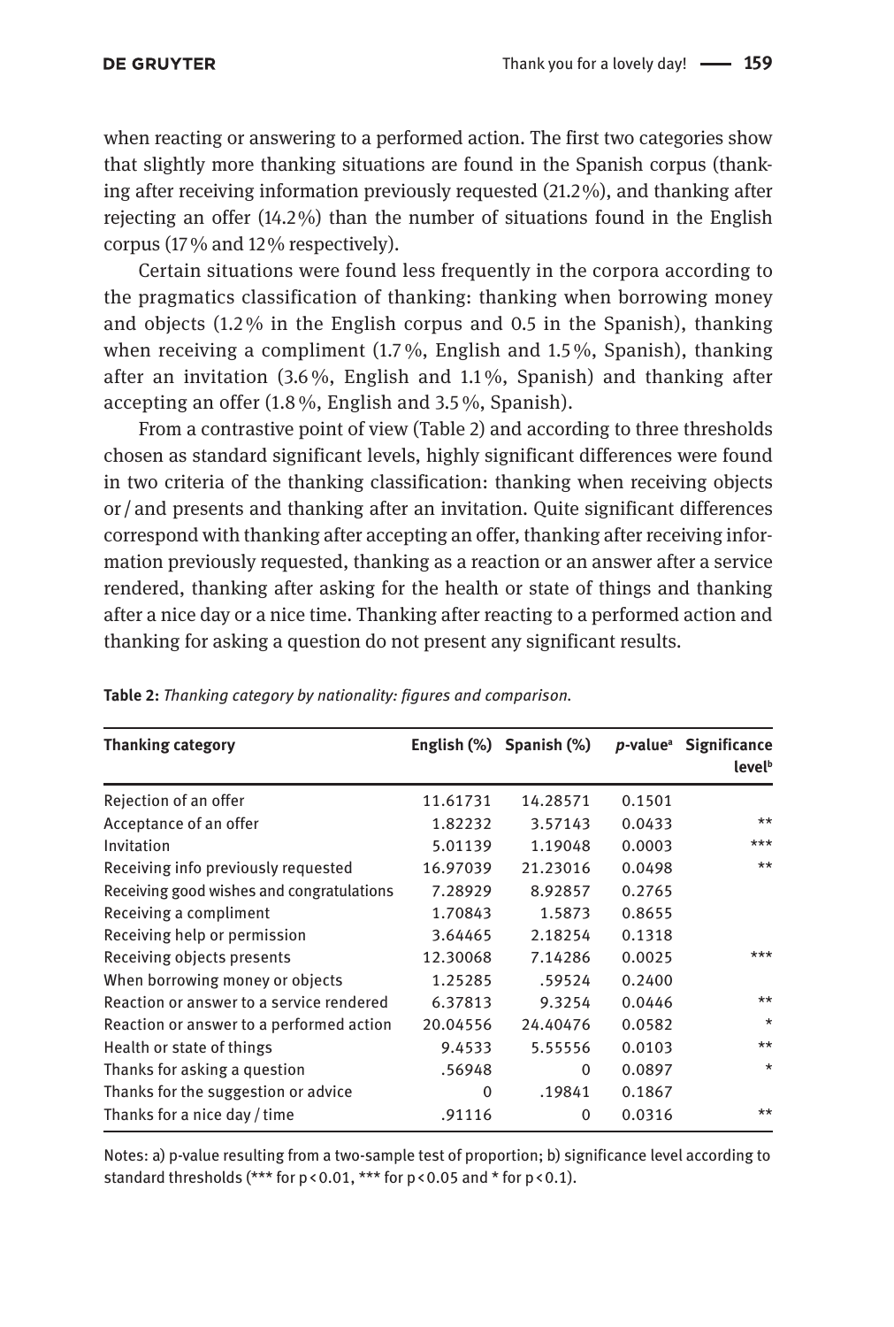when reacting or answering to a performed action. The first two categories show that slightly more thanking situations are found in the Spanish corpus (thanking after receiving information previously requested (21.2%), and thanking after rejecting an offer (14.2%) than the number of situations found in the English corpus (17% and 12% respectively).

Certain situations were found less frequently in the corpora according to the pragmatics classification of thanking: thanking when borrowing money and objects (1.2% in the English corpus and 0.5 in the Spanish), thanking when receiving a compliment (1.7%, English and 1.5%, Spanish), thanking after an invitation (3.6%, English and 1.1%, Spanish) and thanking after accepting an offer (1.8%, English and 3.5%, Spanish).

From a contrastive point of view (Table 2) and according to three thresholds chosen as standard significant levels, highly significant differences were found in two criteria of the thanking classification: thanking when receiving objects or / and presents and thanking after an invitation. Quite significant differences correspond with thanking after accepting an offer, thanking after receiving information previously requested, thanking as a reaction or an answer after a service rendered, thanking after asking for the health or state of things and thanking after a nice day or a nice time. Thanking after reacting to a performed action and thanking for asking a question do not present any significant results.

**Table 2:** *Thanking category by nationality: figures and comparison.*

| Thanking category | English (%) | Spanish (%) | *p*-value[a] | Significance level[b] |
|---|---|---|---|---|
| Rejection of an offer | 11.61731 | 14.28571 | 0.1501 | |
| Acceptance of an offer | 1.82232 | 3.57143 | 0.0433 | ** |
| Invitation | 5.01139 | 1.19048 | 0.0003 | *** |
| Receiving info previously requested | 16.97039 | 21.23016 | 0.0498 | ** |
| Receiving good wishes and congratulations | 7.28929 | 8.92857 | 0.2765 | |
| Receiving a compliment | 1.70843 | 1.5873 | 0.8655 | |
| Receiving help or permission | 3.64465 | 2.18254 | 0.1318 | |
| Receiving objects presents | 12.30068 | 7.14286 | 0.0025 | *** |
| When borrowing money or objects | 1.25285 | .59524 | 0.2400 | |
| Reaction or answer to a service rendered | 6.37813 | 9.3254 | 0.0446 | ** |
| Reaction or answer to a performed action | 20.04556 | 24.40476 | 0.0582 | * |
| Health or state of things | 9.4533 | 5.55556 | 0.0103 | ** |
| Thanks for asking a question | .56948 | 0 | 0.0897 | * |
| Thanks for the suggestion or advice | 0 | .19841 | 0.1867 | |
| Thanks for a nice day / time | .91116 | 0 | 0.0316 | ** |

Notes: a) p-value resulting from a two-sample test of proportion; b) significance level according to standard thresholds (*** for $p < 0.01$, *** for $p < 0.05$ and * for $p < 0.1$).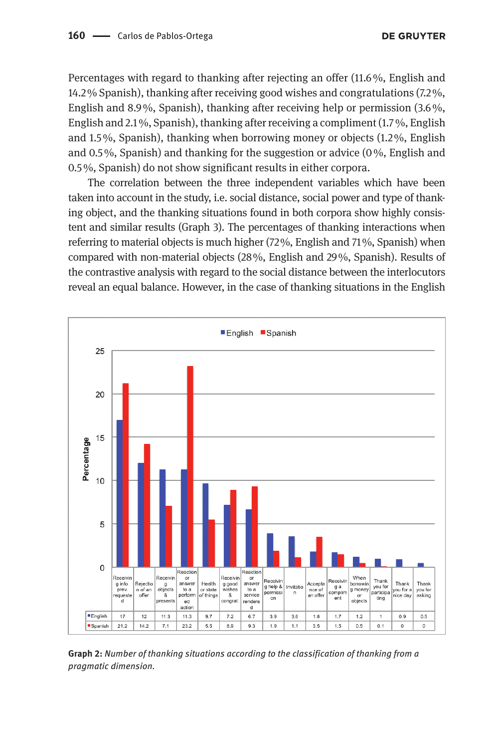Percentages with regard to thanking after rejecting an offer (11.6 %, English and 14.2 % Spanish), thanking after receiving good wishes and congratulations (7.2 %, English and 8.9 %, Spanish), thanking after receiving help or permission (3.6 %, English and 2.1 %, Spanish), thanking after receiving a compliment (1.7 %, English and 1.5 %, Spanish), thanking when borrowing money or objects (1.2 %, English and 0.5 %, Spanish) and thanking for the suggestion or advice (0 %, English and 0.5 %, Spanish) do not show significant results in either corpora.

The correlation between the three independent variables which have been taken into account in the study, i.e. social distance, social power and type of thanking object, and the thanking situations found in both corpora show highly consistent and similar results (Graph 3). The percentages of thanking interactions when referring to material objects is much higher (72 %, English and 71 %, Spanish) when compared with non-material objects (28 %, English and 29 %, Spanish). Results of the contrastive analysis with regard to the social distance between the interlocutors reveal an equal balance. However, in the case of thanking situations in the English

| | Receiving info. prev. requested | Rejection of an offer | Receiving objects & presents | Reaction or answer to a performed action | Health or state of things | Receiving good wishes & congrat. | Reaction or answer to a service rendered | Receiving help & permission | Invitation | Acceptance of an offer | Receiving a compliment | When borrowing money or objects | Thank you for participating | Thank you for a nice day | Thank you for asking |
|---|---|---|---|---|---|---|---|---|---|---|---|---|---|---|---|
| English | 17 | 12 | 11.3 | 11.3 | 9.7 | 7.2 | 6.7 | 3.9 | 3.6 | 1.8 | 1.7 | 1.2 | 1 | 0.9 | 0.5 |
| Spanish | 21.2 | 14.2 | 7.1 | 23.2 | 5.5 | 8.9 | 9.3 | 1.9 | 1.1 | 3.5 | 1.5 | 0.5 | 0.1 | 0 | 0 |

**Graph 2:** *Number of thanking situations according to the classification of thanking from a pragmatic dimension.*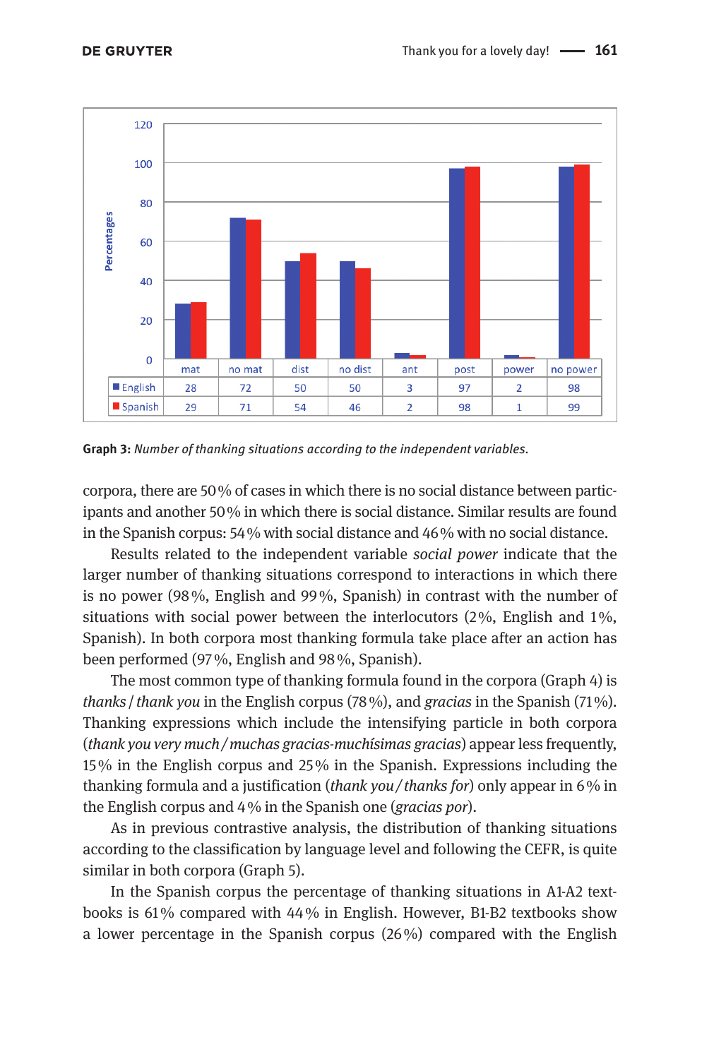| | mat | no mat | dist | no dist | ant | post | power | no power |
|---|---|---|---|---|---|---|---|---|
| English | 28 | 72 | 50 | 50 | 3 | 97 | 2 | 98 |
| Spanish | 29 | 71 | 54 | 46 | 2 | 98 | 1 | 99 |

**Graph 3:** *Number of thanking situations according to the independent variables.*

corpora, there are 50 % of cases in which there is no social distance between participants and another 50 % in which there is social distance. Similar results are found in the Spanish corpus: 54 % with social distance and 46 % with no social distance.

Results related to the independent variable *social power* indicate that the larger number of thanking situations correspond to interactions in which there is no power (98 %, English and 99 %, Spanish) in contrast with the number of situations with social power between the interlocutors (2 %, English and 1 %, Spanish). In both corpora most thanking formula take place after an action has been performed (97 %, English and 98 %, Spanish).

The most common type of thanking formula found in the corpora (Graph 4) is *thanks* / *thank you* in the English corpus (78 %), and *gracias* in the Spanish (71 %). Thanking expressions which include the intensifying particle in both corpora (*thank you very much* / *muchas gracias-muchísimas gracias*) appear less frequently, 15 % in the English corpus and 25 % in the Spanish. Expressions including the thanking formula and a justification (*thank you* / *thanks for*) only appear in 6 % in the English corpus and 4 % in the Spanish one (*gracias por*).

As in previous contrastive analysis, the distribution of thanking situations according to the classification by language level and following the CEFR, is quite similar in both corpora (Graph 5).

In the Spanish corpus the percentage of thanking situations in A1-A2 textbooks is 61 % compared with 44 % in English. However, B1-B2 textbooks show a lower percentage in the Spanish corpus (26 %) compared with the English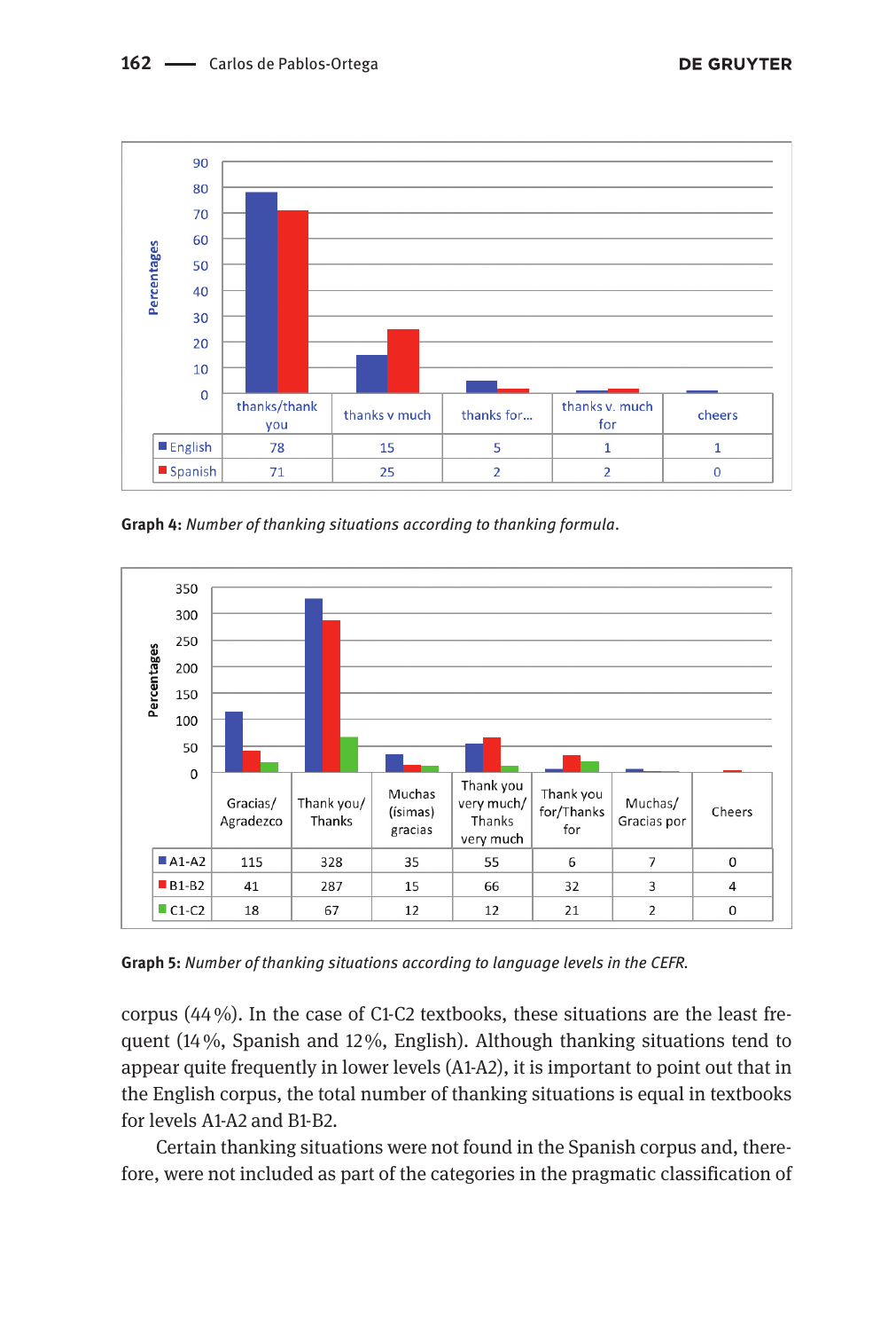| | thanks/thank you | thanks v much | thanks for… | thanks v. much for | cheers |
|---|---|---|---|---|---|
| English | 78 | 15 | 5 | 1 | 1 |
| Spanish | 71 | 25 | 2 | 2 | 0 |

**Graph 4:** *Number of thanking situations according to thanking formula.*

| | Gracias/ Agradezco | Thank you/ Thanks | Muchas (ísimas) gracias | Thank you very much/ Thanks very much | Thank you for/Thanks for | Muchas/ Gracias por | Cheers |
|---|---|---|---|---|---|---|---|
| A1-A2 | 115 | 328 | 35 | 55 | 6 | 7 | 0 |
| B1-B2 | 41 | 287 | 15 | 66 | 32 | 3 | 4 |
| C1-C2 | 18 | 67 | 12 | 12 | 21 | 2 | 0 |

**Graph 5:** *Number of thanking situations according to language levels in the CEFR.*

corpus (44 %). In the case of C1-C2 textbooks, these situations are the least frequent (14 %, Spanish and 12 %, English). Although thanking situations tend to appear quite frequently in lower levels (A1-A2), it is important to point out that in the English corpus, the total number of thanking situations is equal in textbooks for levels A1-A2 and B1-B2.

Certain thanking situations were not found in the Spanish corpus and, therefore, were not included as part of the categories in the pragmatic classification of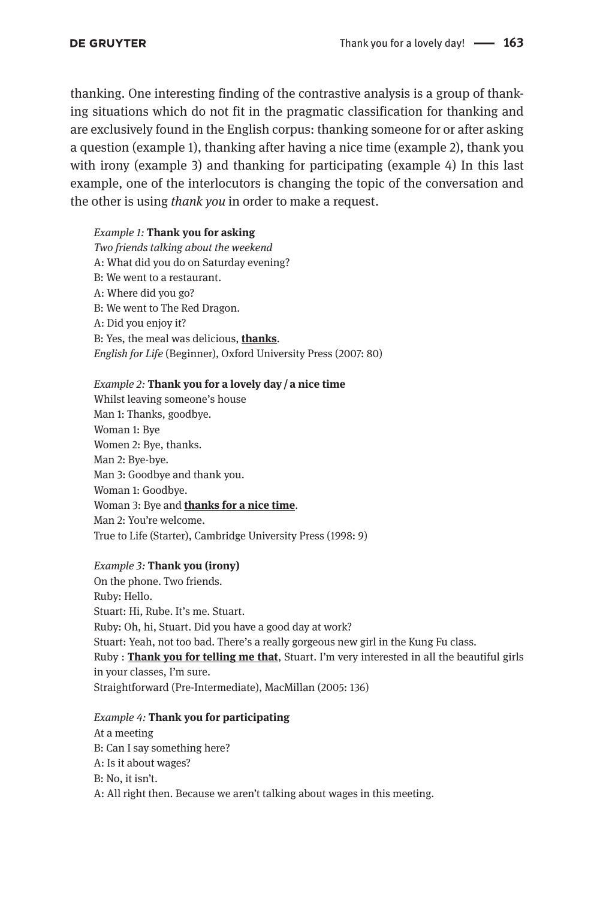thanking. One interesting finding of the contrastive analysis is a group of thanking situations which do not fit in the pragmatic classification for thanking and are exclusively found in the English corpus: thanking someone for or after asking a question (example 1), thanking after having a nice time (example 2), thank you with irony (example 3) and thanking for participating (example 4) In this last example, one of the interlocutors is changing the topic of the conversation and the other is using *thank you* in order to make a request.

*Example 1:* **Thank you for asking**
*Two friends talking about the weekend*
A: What did you do on Saturday evening?
B: We went to a restaurant.
A: Where did you go?
B: We went to The Red Dragon.
A: Did you enjoy it?
B: Yes, the meal was delicious, **<u>thanks</u>**.
*English for Life* (Beginner), Oxford University Press (2007: 80)

*Example 2:* **Thank you for a lovely day / a nice time**
Whilst leaving someone's house
Man 1: Thanks, goodbye.
Woman 1: Bye
Women 2: Bye, thanks.
Man 2: Bye-bye.
Man 3: Goodbye and thank you.
Woman 1: Goodbye.
Woman 3: Bye and **<u>thanks for a nice time</u>**.
Man 2: You're welcome.
True to Life (Starter), Cambridge University Press (1998: 9)

*Example 3:* **Thank you (irony)**
On the phone. Two friends.
Ruby: Hello.
Stuart: Hi, Rube. It's me. Stuart.
Ruby: Oh, hi, Stuart. Did you have a good day at work?
Stuart: Yeah, not too bad. There's a really gorgeous new girl in the Kung Fu class.
Ruby : **<u>Thank you for telling me that</u>**, Stuart. I'm very interested in all the beautiful girls in your classes, I'm sure.
Straightforward (Pre-Intermediate), MacMillan (2005: 136)

*Example 4:* **Thank you for participating**
At a meeting
B: Can I say something here?
A: Is it about wages?
B: No, it isn't.
A: All right then. Because we aren't talking about wages in this meeting.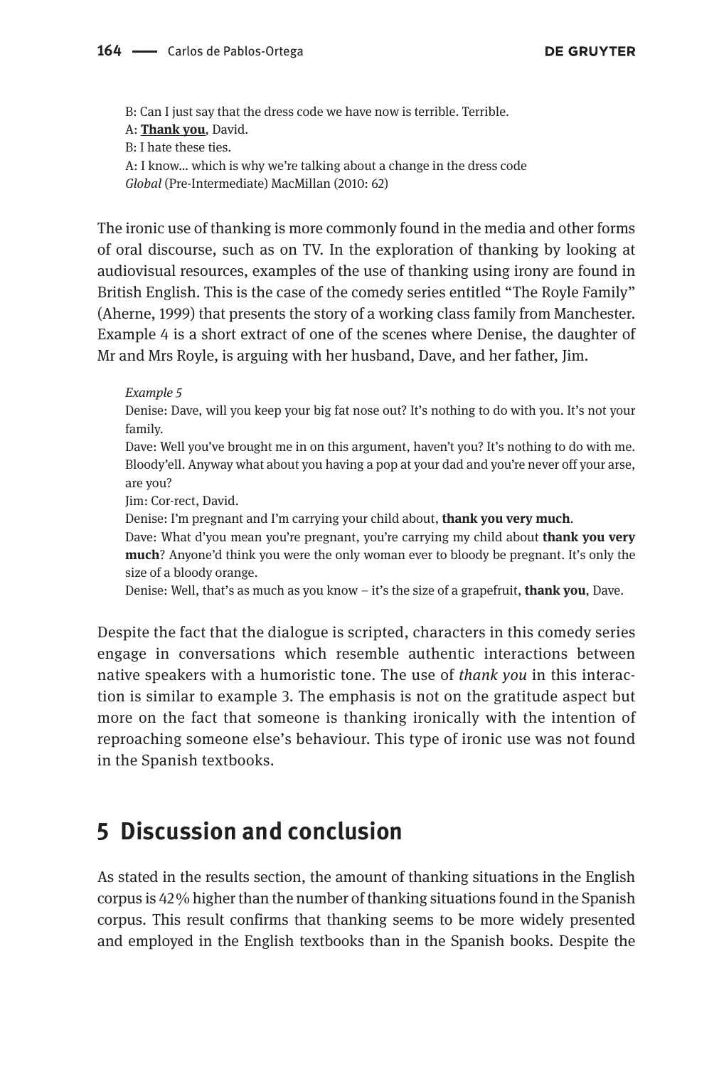B: Can I just say that the dress code we have now is terrible. Terrible.
A: **<u>Thank you</u>**, David.
B: I hate these ties.
A: I know... which is why we're talking about a change in the dress code
*Global* (Pre-Intermediate) MacMillan (2010: 62)

The ironic use of thanking is more commonly found in the media and other forms of oral discourse, such as on TV. In the exploration of thanking by looking at audiovisual resources, examples of the use of thanking using irony are found in British English. This is the case of the comedy series entitled "The Royle Family" (Aherne, 1999) that presents the story of a working class family from Manchester. Example 4 is a short extract of one of the scenes where Denise, the daughter of Mr and Mrs Royle, is arguing with her husband, Dave, and her father, Jim.

*Example 5*
Denise: Dave, will you keep your big fat nose out? It's nothing to do with you. It's not your family.
Dave: Well you've brought me in on this argument, haven't you? It's nothing to do with me. Bloody'ell. Anyway what about you having a pop at your dad and you're never off your arse, are you?
Jim: Cor-rect, David.
Denise: I'm pregnant and I'm carrying your child about, **thank you very much**.
Dave: What d'you mean you're pregnant, you're carrying my child about **thank you very much**? Anyone'd think you were the only woman ever to bloody be pregnant. It's only the size of a bloody orange.
Denise: Well, that's as much as you know – it's the size of a grapefruit, **thank you**, Dave.

Despite the fact that the dialogue is scripted, characters in this comedy series engage in conversations which resemble authentic interactions between native speakers with a humoristic tone. The use of *thank you* in this interaction is similar to example 3. The emphasis is not on the gratitude aspect but more on the fact that someone is thanking ironically with the intention of reproaching someone else's behaviour. This type of ironic use was not found in the Spanish textbooks.

## 5 Discussion and conclusion

As stated in the results section, the amount of thanking situations in the English corpus is 42% higher than the number of thanking situations found in the Spanish corpus. This result confirms that thanking seems to be more widely presented and employed in the English textbooks than in the Spanish books. Despite the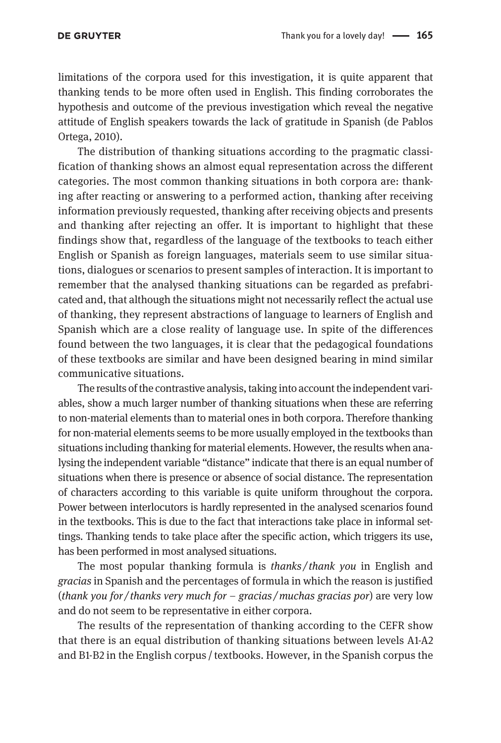limitations of the corpora used for this investigation, it is quite apparent that thanking tends to be more often used in English. This finding corroborates the hypothesis and outcome of the previous investigation which reveal the negative attitude of English speakers towards the lack of gratitude in Spanish (de Pablos Ortega, 2010).

The distribution of thanking situations according to the pragmatic classification of thanking shows an almost equal representation across the different categories. The most common thanking situations in both corpora are: thanking after reacting or answering to a performed action, thanking after receiving information previously requested, thanking after receiving objects and presents and thanking after rejecting an offer. It is important to highlight that these findings show that, regardless of the language of the textbooks to teach either English or Spanish as foreign languages, materials seem to use similar situations, dialogues or scenarios to present samples of interaction. It is important to remember that the analysed thanking situations can be regarded as prefabricated and, that although the situations might not necessarily reflect the actual use of thanking, they represent abstractions of language to learners of English and Spanish which are a close reality of language use. In spite of the differences found between the two languages, it is clear that the pedagogical foundations of these textbooks are similar and have been designed bearing in mind similar communicative situations.

The results of the contrastive analysis, taking into account the independent variables, show a much larger number of thanking situations when these are referring to non-material elements than to material ones in both corpora. Therefore thanking for non-material elements seems to be more usually employed in the textbooks than situations including thanking for material elements. However, the results when analysing the independent variable "distance" indicate that there is an equal number of situations when there is presence or absence of social distance. The representation of characters according to this variable is quite uniform throughout the corpora. Power between interlocutors is hardly represented in the analysed scenarios found in the textbooks. This is due to the fact that interactions take place in informal settings. Thanking tends to take place after the specific action, which triggers its use, has been performed in most analysed situations.

The most popular thanking formula is *thanks/thank you* in English and *gracias* in Spanish and the percentages of formula in which the reason is justified (*thank you for/thanks very much for – gracias/muchas gracias por*) are very low and do not seem to be representative in either corpora.

The results of the representation of thanking according to the CEFR show that there is an equal distribution of thanking situations between levels A1-A2 and B1-B2 in the English corpus / textbooks. However, in the Spanish corpus the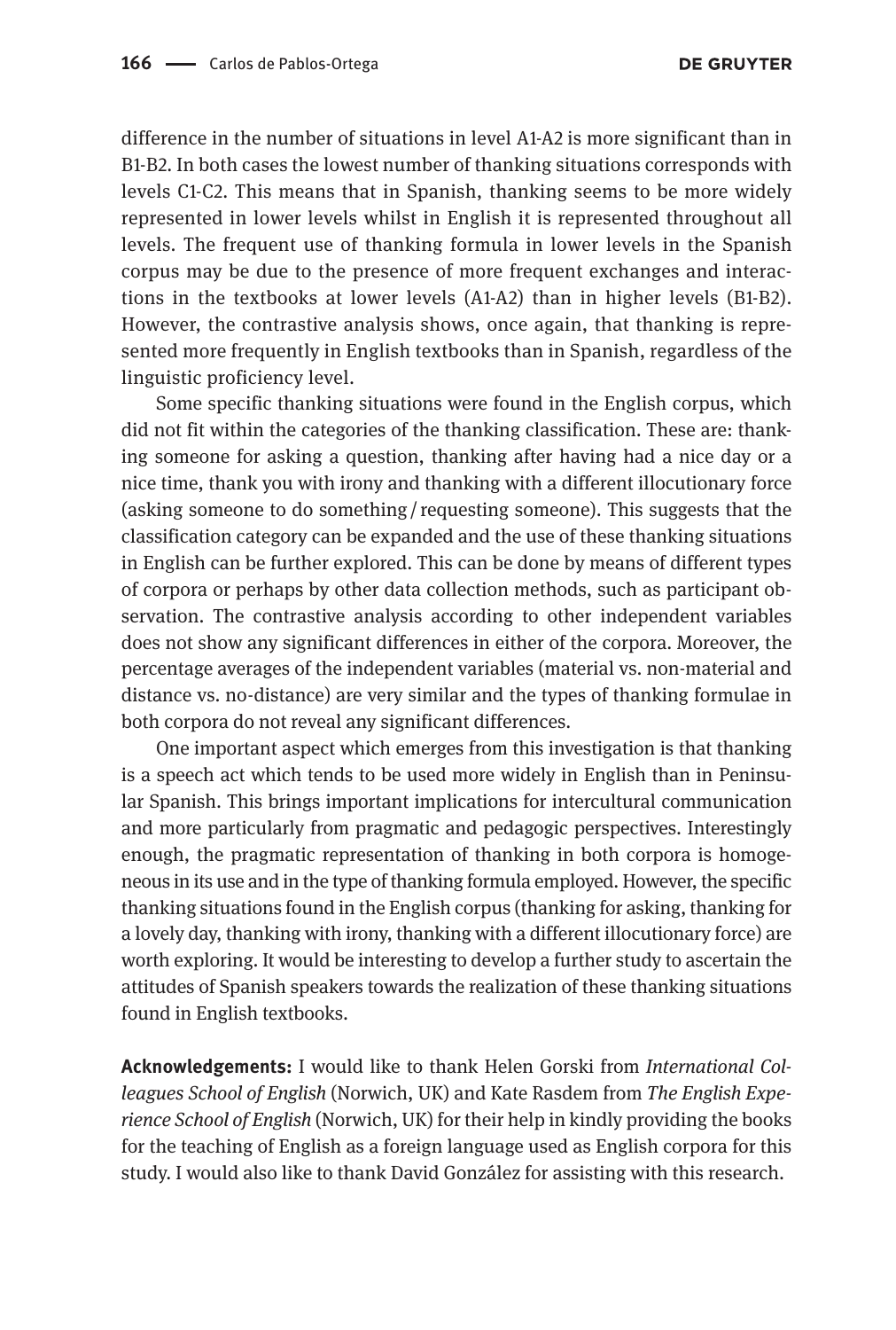difference in the number of situations in level A1-A2 is more significant than in B1-B2. In both cases the lowest number of thanking situations corresponds with levels C1-C2. This means that in Spanish, thanking seems to be more widely represented in lower levels whilst in English it is represented throughout all levels. The frequent use of thanking formula in lower levels in the Spanish corpus may be due to the presence of more frequent exchanges and interactions in the textbooks at lower levels (A1-A2) than in higher levels (B1-B2). However, the contrastive analysis shows, once again, that thanking is represented more frequently in English textbooks than in Spanish, regardless of the linguistic proficiency level.

Some specific thanking situations were found in the English corpus, which did not fit within the categories of the thanking classification. These are: thanking someone for asking a question, thanking after having had a nice day or a nice time, thank you with irony and thanking with a different illocutionary force (asking someone to do something / requesting someone). This suggests that the classification category can be expanded and the use of these thanking situations in English can be further explored. This can be done by means of different types of corpora or perhaps by other data collection methods, such as participant observation. The contrastive analysis according to other independent variables does not show any significant differences in either of the corpora. Moreover, the percentage averages of the independent variables (material vs. non-material and distance vs. no-distance) are very similar and the types of thanking formulae in both corpora do not reveal any significant differences.

One important aspect which emerges from this investigation is that thanking is a speech act which tends to be used more widely in English than in Peninsular Spanish. This brings important implications for intercultural communication and more particularly from pragmatic and pedagogic perspectives. Interestingly enough, the pragmatic representation of thanking in both corpora is homogeneous in its use and in the type of thanking formula employed. However, the specific thanking situations found in the English corpus (thanking for asking, thanking for a lovely day, thanking with irony, thanking with a different illocutionary force) are worth exploring. It would be interesting to develop a further study to ascertain the attitudes of Spanish speakers towards the realization of these thanking situations found in English textbooks.

**Acknowledgements:** I would like to thank Helen Gorski from *International Colleagues School of English* (Norwich, UK) and Kate Rasdem from *The English Experience School of English* (Norwich, UK) for their help in kindly providing the books for the teaching of English as a foreign language used as English corpora for this study. I would also like to thank David González for assisting with this research.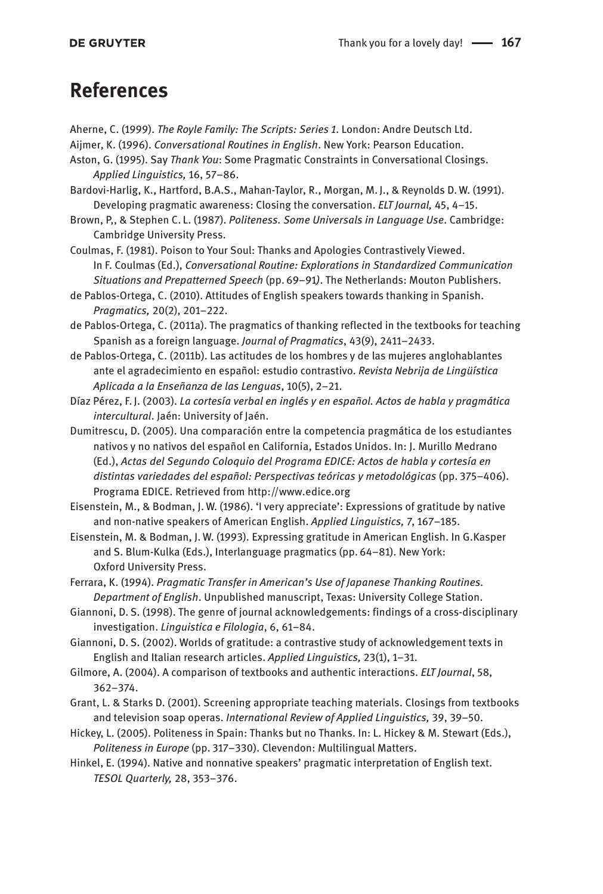## References

Aherne, C. (1999). *The Royle Family: The Scripts: Series 1*. London: Andre Deutsch Ltd.

Aijmer, K. (1996). *Conversational Routines in English*. New York: Pearson Education.

Aston, G. (1995). Say *Thank You*: Some Pragmatic Constraints in Conversational Closings. *Applied Linguistics,* 16, 57–86.

Bardovi-Harlig, K., Hartford, B.A.S., Mahan-Taylor, R., Morgan, M. J., & Reynolds D. W. (1991). Developing pragmatic awareness: Closing the conversation. *ELT Journal,* 45, 4–15.

Brown, P,, & Stephen C. L. (1987). *Politeness. Some Universals in Language Use*. Cambridge: Cambridge University Press.

Coulmas, F. (1981). Poison to Your Soul: Thanks and Apologies Contrastively Viewed. In F. Coulmas (Ed.), *Conversational Routine: Explorations in Standardized Communication Situations and Prepatterned Speech* (pp. 69–91*)*. The Netherlands: Mouton Publishers.

de Pablos-Ortega, C. (2010). Attitudes of English speakers towards thanking in Spanish. *Pragmatics,* 20(2), 201–222.

de Pablos-Ortega, C. (2011a). The pragmatics of thanking reflected in the textbooks for teaching Spanish as a foreign language. *Journal of Pragmatics*, 43(9), 2411–2433.

de Pablos-Ortega, C. (2011b). Las actitudes de los hombres y de las mujeres anglohablantes ante el agradecimiento en español: estudio contrastivo. *Revista Nebrija de Lingüística Aplicada a la Enseñanza de las Lenguas*, 10(5), 2–21.

Díaz Pérez, F. J. (2003). *La cortesía verbal en inglés y en español. Actos de habla y pragmática intercultural*. Jaén: University of Jaén.

Dumitrescu, D. (2005). Una comparación entre la competencia pragmática de los estudiantes nativos y no nativos del español en California, Estados Unidos. In: J. Murillo Medrano (Ed.), *Actas del Segundo Coloquio del Programa EDICE: Actos de habla y cortesía en distintas variedades del español: Perspectivas teóricas y metodológicas* (pp. 375–406). Programa EDICE. Retrieved from http://www.edice.org

Eisenstein, M., & Bodman, J. W. (1986). 'I very appreciate': Expressions of gratitude by native and non-native speakers of American English. *Applied Linguistics,* 7, 167–185.

Eisenstein, M. & Bodman, J. W. (1993). Expressing gratitude in American English. In G.Kasper and S. Blum-Kulka (Eds.), Interlanguage pragmatics (pp. 64–81). New York: Oxford University Press.

Ferrara, K. (1994). *Pragmatic Transfer in American's Use of Japanese Thanking Routines. Department of English*. Unpublished manuscript, Texas: University College Station.

Giannoni, D. S. (1998). The genre of journal acknowledgements: findings of a cross-disciplinary investigation. *Linguistica e Filologia*, 6, 61–84.

Giannoni, D. S. (2002). Worlds of gratitude: a contrastive study of acknowledgement texts in English and Italian research articles. *Applied Linguistics,* 23(1), 1–31.

Gilmore, A. (2004). A comparison of textbooks and authentic interactions. *ELT Journal*, 58, 362–374.

Grant, L. & Starks D. (2001). Screening appropriate teaching materials. Closings from textbooks and television soap operas. *International Review of Applied Linguistics,* 39, 39–50.

Hickey, L. (2005). Politeness in Spain: Thanks but no Thanks. In: L. Hickey & M. Stewart (Eds.), *Politeness in Europe* (pp. 317–330). Clevendon: Multilingual Matters.

Hinkel, E. (1994). Native and nonnative speakers' pragmatic interpretation of English text. *TESOL Quarterly,* 28, 353–376.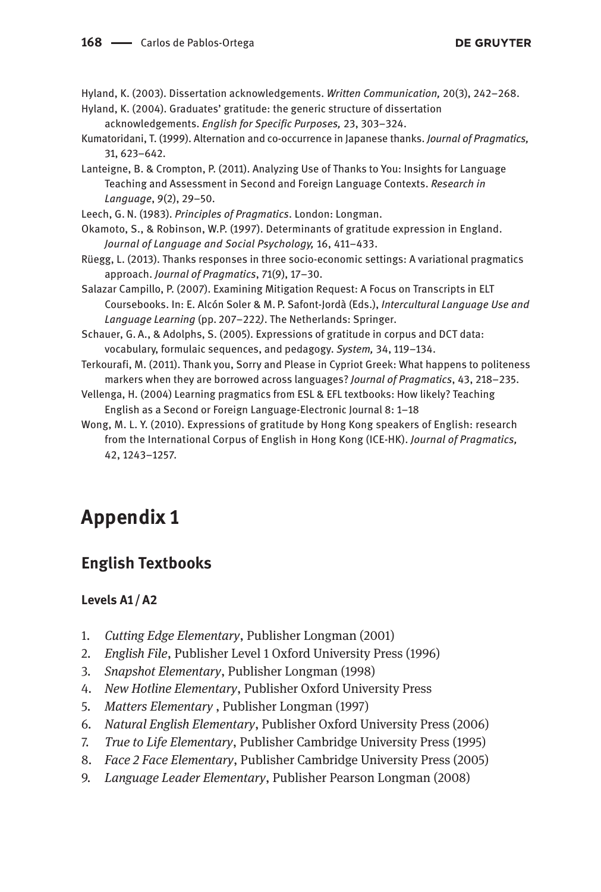Hyland, K. (2003). Dissertation acknowledgements. *Written Communication,* 20(3), 242–268.

Hyland, K. (2004). Graduates' gratitude: the generic structure of dissertation acknowledgements. *English for Specific Purposes,* 23, 303–324.

Kumatoridani, T. (1999). Alternation and co-occurrence in Japanese thanks. *Journal of Pragmatics,* 31, 623–642.

Lanteigne, B. & Crompton, P. (2011). Analyzing Use of Thanks to You: Insights for Language Teaching and Assessment in Second and Foreign Language Contexts. *Research in Language*, *9*(2), 29–50.

Leech, G. N. (1983). *Principles of Pragmatics*. London: Longman.

Okamoto, S., & Robinson, W.P. (1997). Determinants of gratitude expression in England. *Journal of Language and Social Psychology,* 16, 411–433.

Rüegg, L. (2013). Thanks responses in three socio-economic settings: A variational pragmatics approach. *Journal of Pragmatics*, 71(9), 17–30.

Salazar Campillo, P. (2007). Examining Mitigation Request: A Focus on Transcripts in ELT Coursebooks. In: E. Alcón Soler & M. P. Safont-Jordà (Eds.), *Intercultural Language Use and Language Learning* (pp. 207–222*)*. The Netherlands: Springer.

Schauer, G. A., & Adolphs, S. (2005). Expressions of gratitude in corpus and DCT data: vocabulary, formulaic sequences, and pedagogy. *System,* 34, 119–134.

Terkourafi, M. (2011). Thank you, Sorry and Please in Cypriot Greek: What happens to politeness markers when they are borrowed across languages? *Journal of Pragmatics*, 43, 218–235.

Vellenga, H. (2004) Learning pragmatics from ESL & EFL textbooks: How likely? Teaching English as a Second or Foreign Language-Electronic Journal 8: 1–18

Wong, M. L. Y. (2010). Expressions of gratitude by Hong Kong speakers of English: research from the International Corpus of English in Hong Kong (ICE-HK). *Journal of Pragmatics,* 42, 1243–1257.

# Appendix 1

## English Textbooks

### Levels A1 / A2

1. *Cutting Edge Elementary*, Publisher Longman (2001)
2. *English File*, Publisher Level 1 Oxford University Press (1996)
3. *Snapshot Elementary*, Publisher Longman (1998)
4. *New Hotline Elementary*, Publisher Oxford University Press
5. *Matters Elementary* , Publisher Longman (1997)
6. *Natural English Elementary*, Publisher Oxford University Press (2006)
7. *True to Life Elementary*, Publisher Cambridge University Press (1995)
8. *Face 2 Face Elementary*, Publisher Cambridge University Press (2005)
9. *Language Leader Elementary*, Publisher Pearson Longman (2008)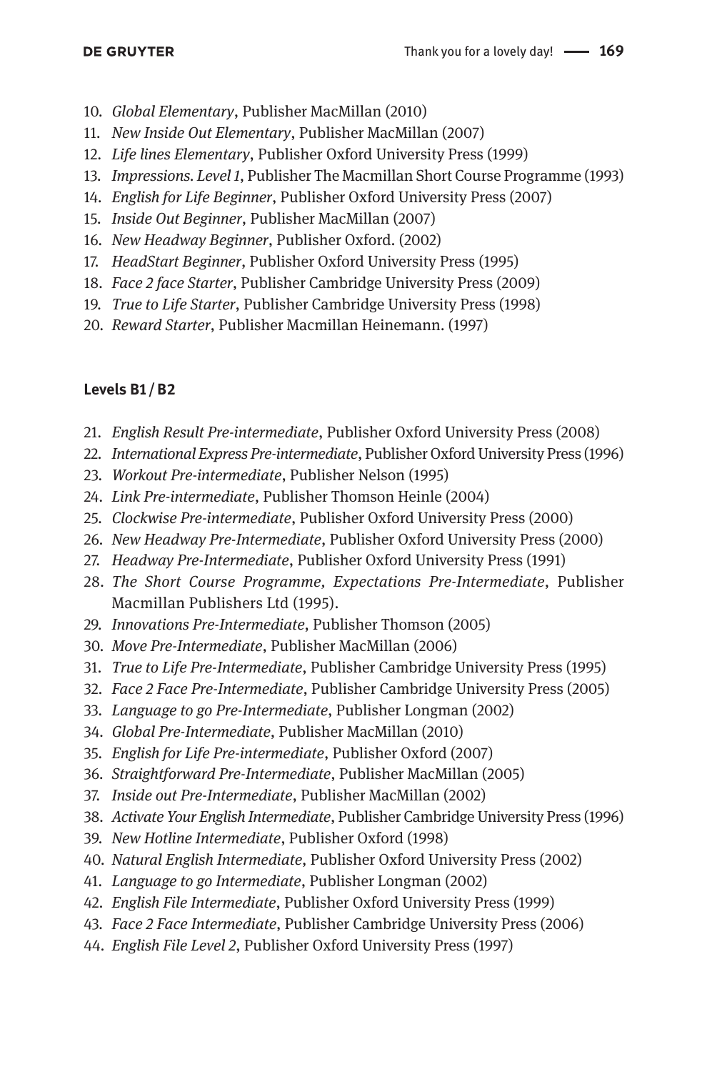10. *Global Elementary*, Publisher MacMillan (2010)
11. *New Inside Out Elementary*, Publisher MacMillan (2007)
12. *Life lines Elementary*, Publisher Oxford University Press (1999)
13. *Impressions. Level 1*, Publisher The Macmillan Short Course Programme (1993)
14. *English for Life Beginner*, Publisher Oxford University Press (2007)
15. *Inside Out Beginner*, Publisher MacMillan (2007)
16. *New Headway Beginner*, Publisher Oxford. (2002)
17. *HeadStart Beginner*, Publisher Oxford University Press (1995)
18. *Face 2 face Starter*, Publisher Cambridge University Press (2009)
19. *True to Life Starter*, Publisher Cambridge University Press (1998)
20. *Reward Starter*, Publisher Macmillan Heinemann. (1997)

**Levels B1 / B2**

21. *English Result Pre-intermediate*, Publisher Oxford University Press (2008)
22. *International Express Pre-intermediate*, Publisher Oxford University Press (1996)
23. *Workout Pre-intermediate*, Publisher Nelson (1995)
24. *Link Pre-intermediate*, Publisher Thomson Heinle (2004)
25. *Clockwise Pre-intermediate*, Publisher Oxford University Press (2000)
26. *New Headway Pre-Intermediate*, Publisher Oxford University Press (2000)
27. *Headway Pre-Intermediate*, Publisher Oxford University Press (1991)
28. *The Short Course Programme, Expectations Pre-Intermediate*, Publisher Macmillan Publishers Ltd (1995).
29. *Innovations Pre-Intermediate*, Publisher Thomson (2005)
30. *Move Pre-Intermediate*, Publisher MacMillan (2006)
31. *True to Life Pre-Intermediate*, Publisher Cambridge University Press (1995)
32. *Face 2 Face Pre-Intermediate*, Publisher Cambridge University Press (2005)
33. *Language to go Pre-Intermediate*, Publisher Longman (2002)
34. *Global Pre-Intermediate*, Publisher MacMillan (2010)
35. *English for Life Pre-intermediate*, Publisher Oxford (2007)
36. *Straightforward Pre-Intermediate*, Publisher MacMillan (2005)
37. *Inside out Pre-Intermediate*, Publisher MacMillan (2002)
38. *Activate Your English Intermediate*, Publisher Cambridge University Press (1996)
39. *New Hotline Intermediate*, Publisher Oxford (1998)
40. *Natural English Intermediate*, Publisher Oxford University Press (2002)
41. *Language to go Intermediate*, Publisher Longman (2002)
42. *English File Intermediate*, Publisher Oxford University Press (1999)
43. *Face 2 Face Intermediate*, Publisher Cambridge University Press (2006)
44. *English File Level 2*, Publisher Oxford University Press (1997)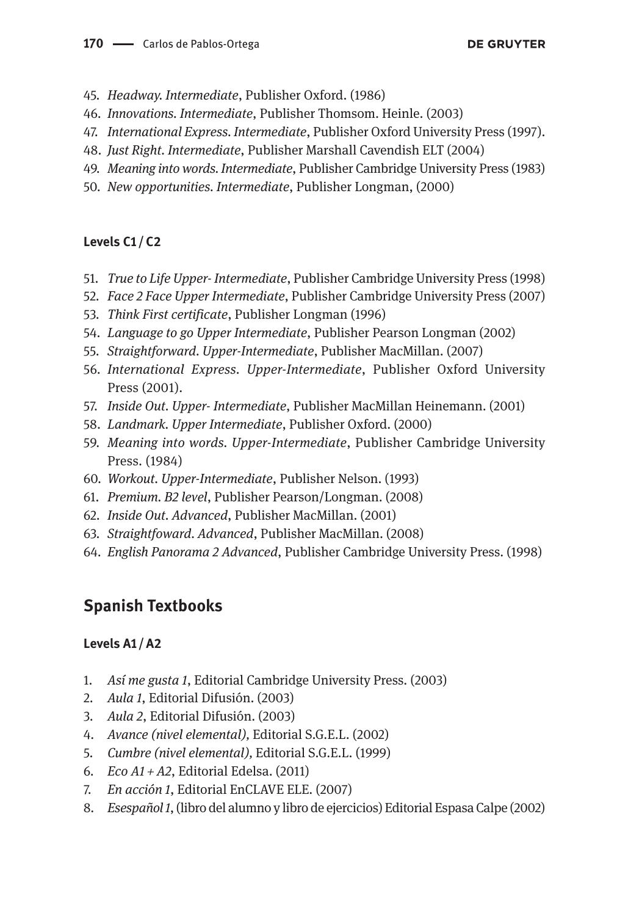45. *Headway. Intermediate*, Publisher Oxford. (1986)
46. *Innovations. Intermediate*, Publisher Thomsom. Heinle. (2003)
47. *International Express. Intermediate*, Publisher Oxford University Press (1997).
48. *Just Right. Intermediate*, Publisher Marshall Cavendish ELT (2004)
49. *Meaning into words. Intermediate*, Publisher Cambridge University Press (1983)
50. *New opportunities. Intermediate*, Publisher Longman, (2000)

### Levels C1 / C2

51. *True to Life Upper- Intermediate*, Publisher Cambridge University Press (1998)
52. *Face 2 Face Upper Intermediate*, Publisher Cambridge University Press (2007)
53. *Think First certificate*, Publisher Longman (1996)
54. *Language to go Upper Intermediate*, Publisher Pearson Longman (2002)
55. *Straightforward. Upper-Intermediate*, Publisher MacMillan. (2007)
56. *International Express. Upper-Intermediate*, Publisher Oxford University Press (2001).
57. *Inside Out. Upper- Intermediate*, Publisher MacMillan Heinemann. (2001)
58. *Landmark. Upper Intermediate*, Publisher Oxford. (2000)
59. *Meaning into words. Upper-Intermediate*, Publisher Cambridge University Press. (1984)
60. *Workout. Upper-Intermediate*, Publisher Nelson. (1993)
61. *Premium. B2 level*, Publisher Pearson/Longman. (2008)
62. *Inside Out. Advanced*, Publisher MacMillan. (2001)
63. *Straightfoward. Advanced*, Publisher MacMillan. (2008)
64. *English Panorama 2 Advanced*, Publisher Cambridge University Press. (1998)

## Spanish Textbooks

### Levels A1 / A2

1. *Así me gusta 1*, Editorial Cambridge University Press. (2003)
2. *Aula 1*, Editorial Difusión. (2003)
3. *Aula 2*, Editorial Difusión. (2003)
4. *Avance (nivel elemental),* Editorial S.G.E.L. (2002)
5. *Cumbre (nivel elemental),* Editorial S.G.E.L. (1999)
6. *Eco A1 + A2*, Editorial Edelsa. (2011)
7. *En acción 1*, Editorial EnCLAVE ELE. (2007)
8. *Esespañol 1*, (libro del alumno y libro de ejercicios) Editorial Espasa Calpe (2002)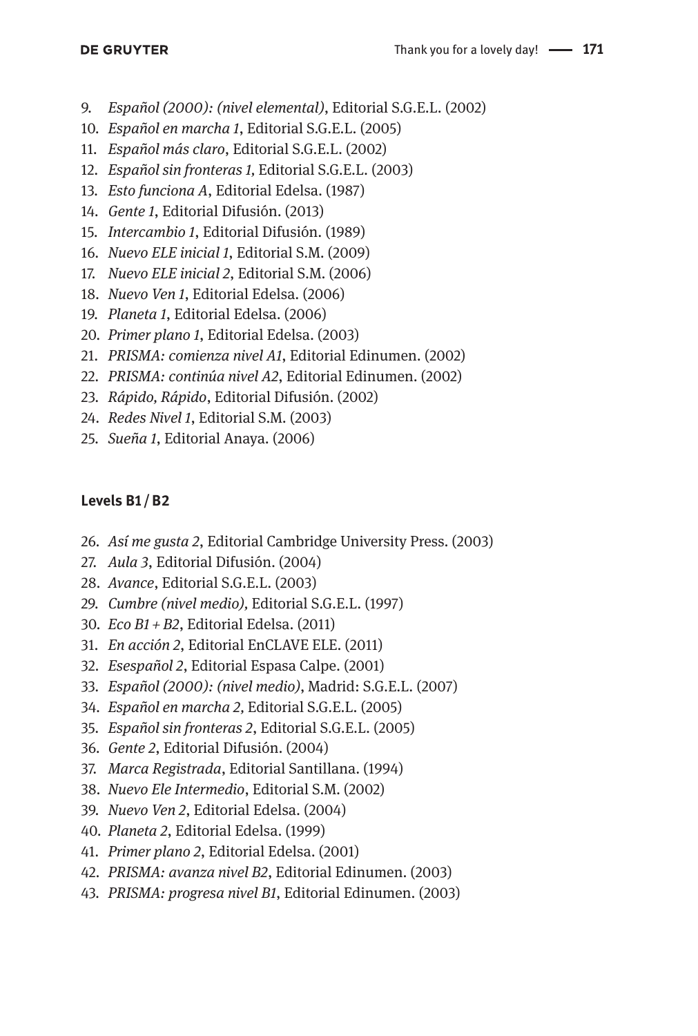9. *Español (2000): (nivel elemental)*, Editorial S.G.E.L. (2002)
10. *Español en marcha 1*, Editorial S.G.E.L. (2005)
11. *Español más claro*, Editorial S.G.E.L. (2002)
12. *Español sin fronteras 1,* Editorial S.G.E.L. (2003)
13. *Esto funciona A*, Editorial Edelsa. (1987)
14. *Gente 1*, Editorial Difusión. (2013)
15. *Intercambio 1*, Editorial Difusión. (1989)
16. *Nuevo ELE inicial 1*, Editorial S.M. (2009)
17. *Nuevo ELE inicial 2*, Editorial S.M. (2006)
18. *Nuevo Ven 1*, Editorial Edelsa. (2006)
19. *Planeta 1*, Editorial Edelsa. (2006)
20. *Primer plano 1*, Editorial Edelsa. (2003)
21. *PRISMA: comienza nivel A1*, Editorial Edinumen. (2002)
22. *PRISMA: continúa nivel A2*, Editorial Edinumen. (2002)
23. *Rápido, Rápido*, Editorial Difusión. (2002)
24. *Redes Nivel 1*, Editorial S.M. (2003)
25. *Sueña 1*, Editorial Anaya. (2006)

#### Levels B1 / B2

26. *Así me gusta 2*, Editorial Cambridge University Press. (2003)
27. *Aula 3*, Editorial Difusión. (2004)
28. *Avance*, Editorial S.G.E.L. (2003)
29. *Cumbre (nivel medio),* Editorial S.G.E.L. (1997)
30. *Eco B1 + B2*, Editorial Edelsa. (2011)
31. *En acción 2*, Editorial EnCLAVE ELE. (2011)
32. *Esespañol 2*, Editorial Espasa Calpe. (2001)
33. *Español (2000): (nivel medio)*, Madrid: S.G.E.L. (2007)
34. *Español en marcha 2,* Editorial S.G.E.L. (2005)
35. *Español sin fronteras 2*, Editorial S.G.E.L. (2005)
36. *Gente 2*, Editorial Difusión. (2004)
37. *Marca Registrada*, Editorial Santillana. (1994)
38. *Nuevo Ele Intermedio*, Editorial S.M. (2002)
39. *Nuevo Ven 2*, Editorial Edelsa. (2004)
40. *Planeta 2*, Editorial Edelsa. (1999)
41. *Primer plano 2*, Editorial Edelsa. (2001)
42. *PRISMA: avanza nivel B2*, Editorial Edinumen. (2003)
43. *PRISMA: progresa nivel B1*, Editorial Edinumen. (2003)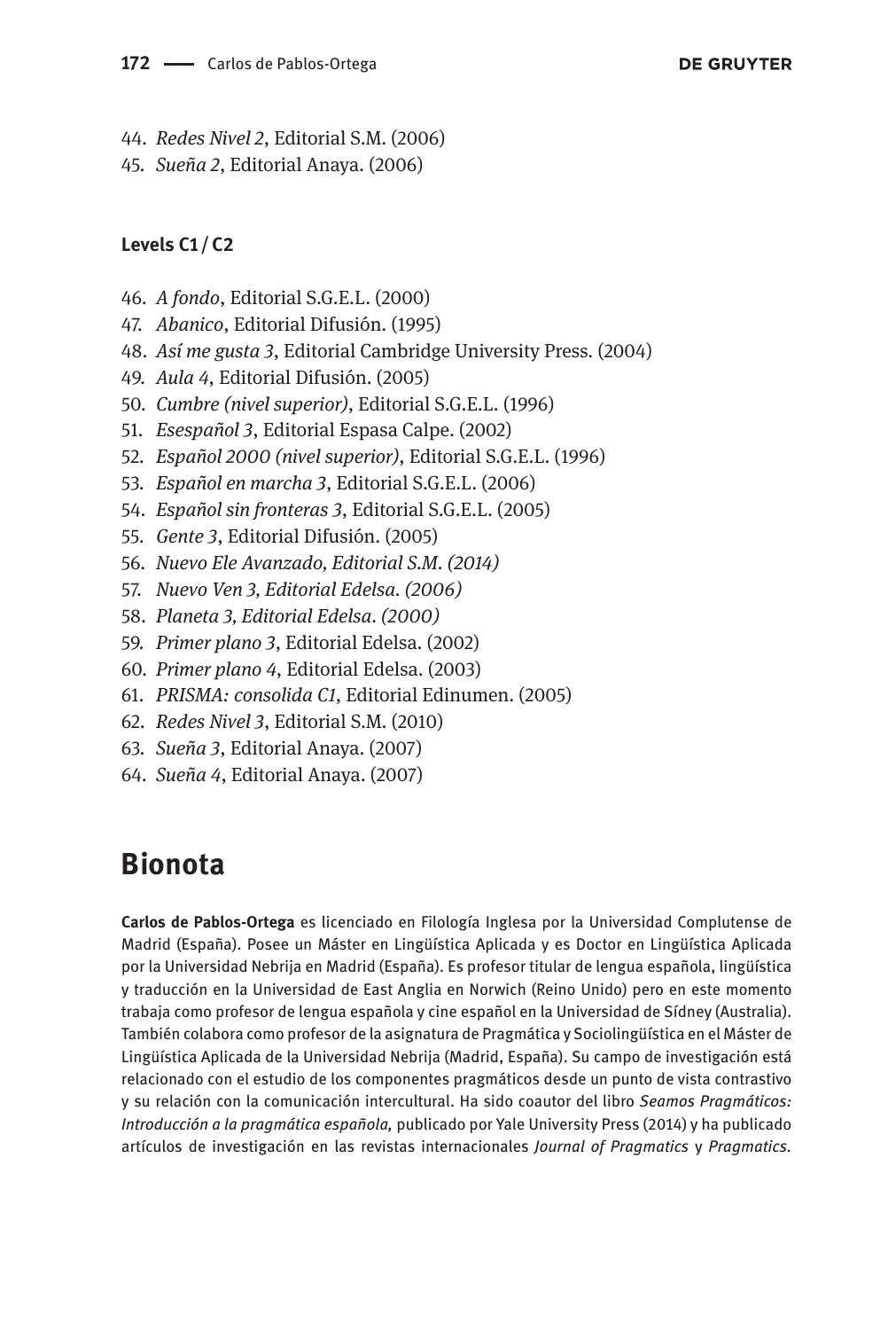44. *Redes Nivel 2*, Editorial S.M. (2006)
45. *Sueña 2*, Editorial Anaya. (2006)

**Levels C1 / C2**

46. *A fondo*, Editorial S.G.E.L. (2000)
47. *Abanico*, Editorial Difusión. (1995)
48. *Así me gusta 3*, Editorial Cambridge University Press. (2004)
49. *Aula 4*, Editorial Difusión. (2005)
50. *Cumbre (nivel superior)*, Editorial S.G.E.L. (1996)
51. *Esespañol 3*, Editorial Espasa Calpe. (2002)
52. *Español 2000 (nivel superior)*, Editorial S.G.E.L. (1996)
53. *Español en marcha 3*, Editorial S.G.E.L. (2006)
54. *Español sin fronteras 3*, Editorial S.G.E.L. (2005)
55. *Gente 3*, Editorial Difusión. (2005)
56. *Nuevo Ele Avanzado, Editorial S.M. (2014)*
57. *Nuevo Ven 3, Editorial Edelsa. (2006)*
58. *Planeta 3, Editorial Edelsa. (2000)*
59. *Primer plano 3*, Editorial Edelsa. (2002)
60. *Primer plano 4*, Editorial Edelsa. (2003)
61. *PRISMA: consolida C1*, Editorial Edinumen. (2005)
62. *Redes Nivel 3*, Editorial S.M. (2010)
63. *Sueña 3*, Editorial Anaya. (2007)
64. *Sueña 4*, Editorial Anaya. (2007)

# Bionota

**Carlos de Pablos-Ortega** es licenciado en Filología Inglesa por la Universidad Complutense de Madrid (España). Posee un Máster en Lingüística Aplicada y es Doctor en Lingüística Aplicada por la Universidad Nebrija en Madrid (España). Es profesor titular de lengua española, lingüística y traducción en la Universidad de East Anglia en Norwich (Reino Unido) pero en este momento trabaja como profesor de lengua española y cine español en la Universidad de Sídney (Australia). También colabora como profesor de la asignatura de Pragmática y Sociolingüística en el Máster de Lingüística Aplicada de la Universidad Nebrija (Madrid, España). Su campo de investigación está relacionado con el estudio de los componentes pragmáticos desde un punto de vista contrastivo y su relación con la comunicación intercultural. Ha sido coautor del libro *Seamos Pragmáticos: Introducción a la pragmática española,* publicado por Yale University Press (2014) y ha publicado artículos de investigación en las revistas internacionales *Journal of Pragmatics* y *Pragmatics*.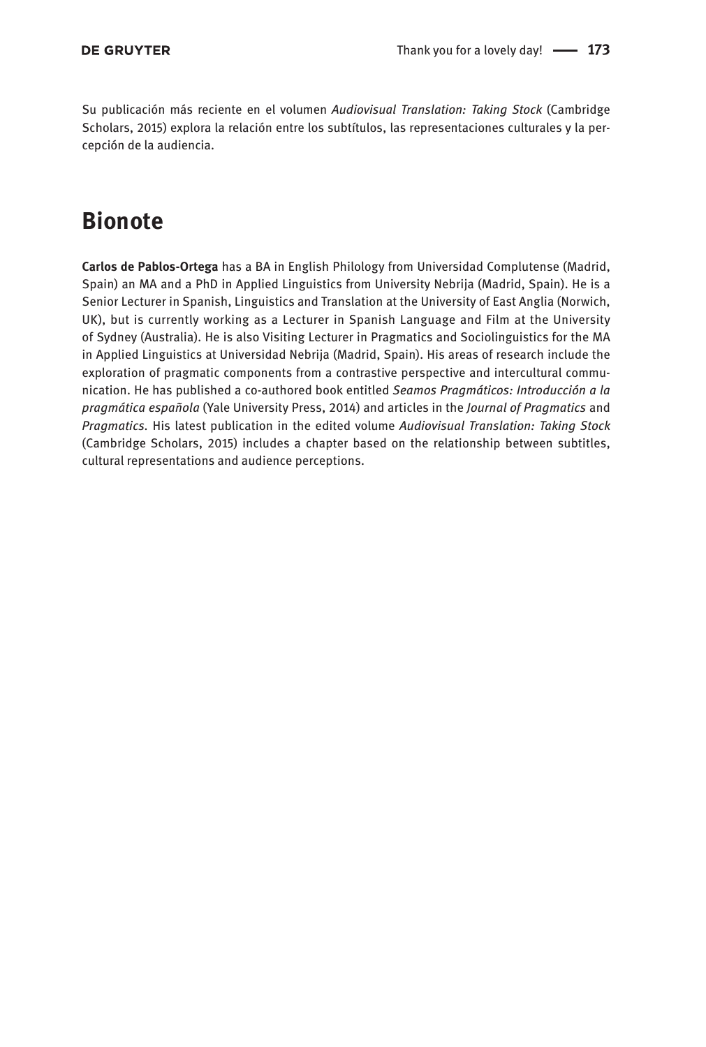Su publicación más reciente en el volumen *Audiovisual Translation: Taking Stock* (Cambridge Scholars, 2015) explora la relación entre los subtítulos, las representaciones culturales y la percepción de la audiencia.

# Bionote

**Carlos de Pablos-Ortega** has a BA in English Philology from Universidad Complutense (Madrid, Spain) an MA and a PhD in Applied Linguistics from University Nebrija (Madrid, Spain). He is a Senior Lecturer in Spanish, Linguistics and Translation at the University of East Anglia (Norwich, UK), but is currently working as a Lecturer in Spanish Language and Film at the University of Sydney (Australia). He is also Visiting Lecturer in Pragmatics and Sociolinguistics for the MA in Applied Linguistics at Universidad Nebrija (Madrid, Spain). His areas of research include the exploration of pragmatic components from a contrastive perspective and intercultural communication. He has published a co-authored book entitled *Seamos Pragmáticos: Introducción a la pragmática española* (Yale University Press, 2014) and articles in the *Journal of Pragmatics* and *Pragmatics*. His latest publication in the edited volume *Audiovisual Translation: Taking Stock* (Cambridge Scholars, 2015) includes a chapter based on the relationship between subtitles, cultural representations and audience perceptions.